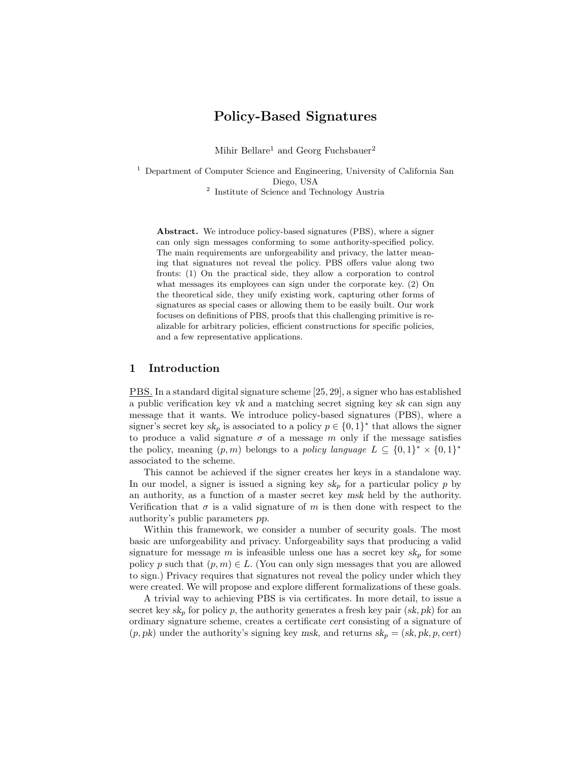# Policy-Based Signatures

Mihir Bellare[1] and Georg Fuchsbauer[2]

[1] Department of Computer Science and Engineering, University of California San Diego, USA
[2] Institute of Science and Technology Austria

**Abstract.** We introduce policy-based signatures (PBS), where a signer can only sign messages conforming to some authority-specified policy. The main requirements are unforgeability and privacy, the latter meaning that signatures not reveal the policy. PBS offers value along two fronts: (1) On the practical side, they allow a corporation to control what messages its employees can sign under the corporate key. (2) On the theoretical side, they unify existing work, capturing other forms of signatures as special cases or allowing them to be easily built. Our work focuses on definitions of PBS, proofs that this challenging primitive is realizable for arbitrary policies, efficient constructions for specific policies, and a few representative applications.

## 1 Introduction

PBS. In a standard digital signature scheme [25, 29], a signer who has established a public verification key $vk$ and a matching secret signing key $sk$ can sign any message that it wants. We introduce policy-based signatures (PBS), where a signer's secret key $sk_p$ is associated to a policy $p \in \{0,1\}^*$ that allows the signer to produce a valid signature $\sigma$ of a message $m$ only if the message satisfies the policy, meaning $(p, m)$ belongs to a *policy language* $L \subseteq \{0,1\}^* \times \{0,1\}^*$ associated to the scheme.

This cannot be achieved if the signer creates her keys in a standalone way. In our model, a signer is issued a signing key $sk_p$ for a particular policy $p$ by an authority, as a function of a master secret key $msk$ held by the authority. Verification that $\sigma$ is a valid signature of $m$ is then done with respect to the authority's public parameters $pp$.

Within this framework, we consider a number of security goals. The most basic are unforgeability and privacy. Unforgeability says that producing a valid signature for message $m$ is infeasible unless one has a secret key $sk_p$ for some policy $p$ such that $(p, m) \in L$. (You can only sign messages that you are allowed to sign.) Privacy requires that signatures not reveal the policy under which they were created. We will propose and explore different formalizations of these goals.

A trivial way to achieving PBS is via certificates. In more detail, to issue a secret key $sk_p$ for policy $p$, the authority generates a fresh key pair $(sk, pk)$ for an ordinary signature scheme, creates a certificate $cert$ consisting of a signature of $(p, pk)$ under the authority's signing key $msk$, and returns $sk_p = (sk, pk, p, cert)$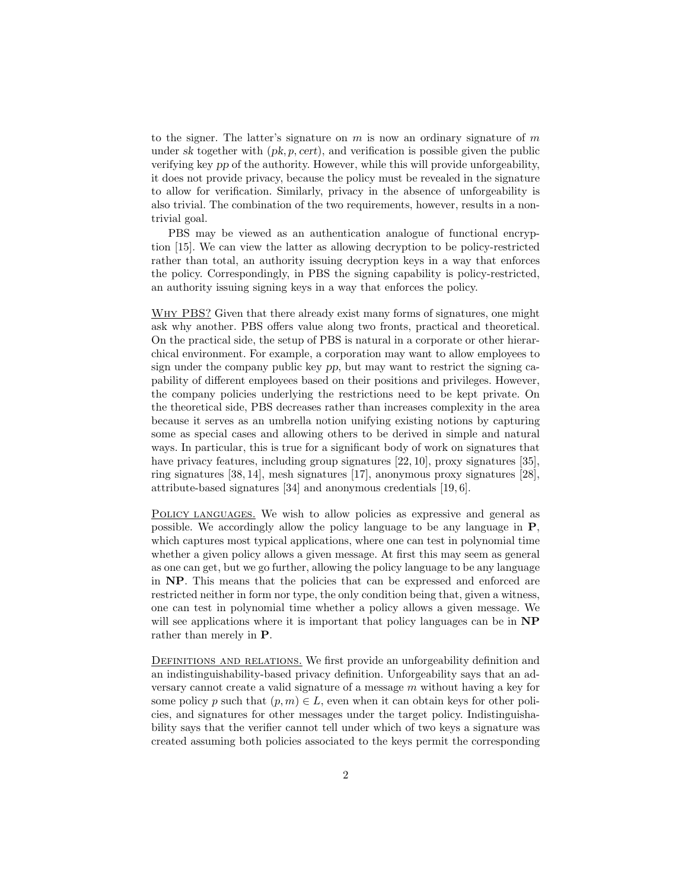to the signer. The latter's signature on $m$ is now an ordinary signature of $m$ under $sk$ together with $(pk, p, cert)$, and verification is possible given the public verifying key $pp$ of the authority. However, while this will provide unforgeability, it does not provide privacy, because the policy must be revealed in the signature to allow for verification. Similarly, privacy in the absence of unforgeability is also trivial. The combination of the two requirements, however, results in a non-trivial goal.

PBS may be viewed as an authentication analogue of functional encryption [15]. We can view the latter as allowing decryption to be policy-restricted rather than total, an authority issuing decryption keys in a way that enforces the policy. Correspondingly, in PBS the signing capability is policy-restricted, an authority issuing signing keys in a way that enforces the policy.

Why PBS? Given that there already exist many forms of signatures, one might ask why another. PBS offers value along two fronts, practical and theoretical. On the practical side, the setup of PBS is natural in a corporate or other hierarchical environment. For example, a corporation may want to allow employees to sign under the company public key $pp$, but may want to restrict the signing capability of different employees based on their positions and privileges. However, the company policies underlying the restrictions need to be kept private. On the theoretical side, PBS decreases rather than increases complexity in the area because it serves as an umbrella notion unifying existing notions by capturing some as special cases and allowing others to be derived in simple and natural ways. In particular, this is true for a significant body of work on signatures that have privacy features, including group signatures [22, 10], proxy signatures [35], ring signatures [38, 14], mesh signatures [17], anonymous proxy signatures [28], attribute-based signatures [34] and anonymous credentials [19, 6].

Policy languages. We wish to allow policies as expressive and general as possible. We accordingly allow the policy language to be any language in **P**, which captures most typical applications, where one can test in polynomial time whether a given policy allows a given message. At first this may seem as general as one can get, but we go further, allowing the policy language to be any language in **NP**. This means that the policies that can be expressed and enforced are restricted neither in form nor type, the only condition being that, given a witness, one can test in polynomial time whether a policy allows a given message. We will see applications where it is important that policy languages can be in **NP** rather than merely in **P**.

Definitions and relations. We first provide an unforgeability definition and an indistinguishability-based privacy definition. Unforgeability says that an adversary cannot create a valid signature of a message $m$ without having a key for some policy $p$ such that $(p, m) \in L$, even when it can obtain keys for other policies, and signatures for other messages under the target policy. Indistinguishability says that the verifier cannot tell under which of two keys a signature was created assuming both policies associated to the keys permit the corresponding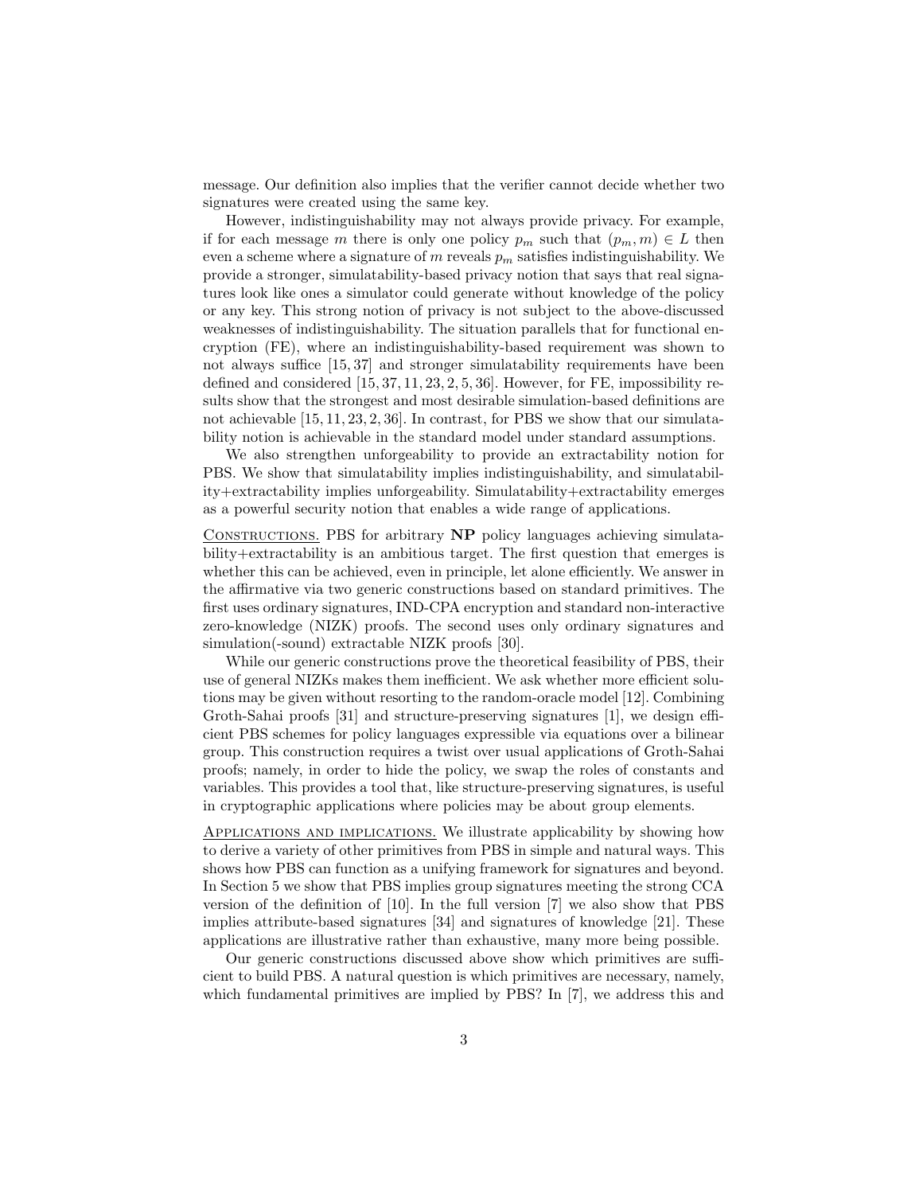message. Our definition also implies that the verifier cannot decide whether two signatures were created using the same key.

However, indistinguishability may not always provide privacy. For example, if for each message $m$ there is only one policy $p_m$ such that $(p_m, m) \in L$ then even a scheme where a signature of $m$ reveals $p_m$ satisfies indistinguishability. We provide a stronger, simulatability-based privacy notion that says that real signatures look like ones a simulator could generate without knowledge of the policy or any key. This strong notion of privacy is not subject to the above-discussed weaknesses of indistinguishability. The situation parallels that for functional encryption (FE), where an indistinguishability-based requirement was shown to not always suffice [15, 37] and stronger simulatability requirements have been defined and considered [15, 37, 11, 23, 2, 5, 36]. However, for FE, impossibility results show that the strongest and most desirable simulation-based definitions are not achievable [15, 11, 23, 2, 36]. In contrast, for PBS we show that our simulatability notion is achievable in the standard model under standard assumptions.

We also strengthen unforgeability to provide an extractability notion for PBS. We show that simulatability implies indistinguishability, and simulatability+extractability implies unforgeability. Simulatability+extractability emerges as a powerful security notion that enables a wide range of applications.

Constructions. PBS for arbitrary **NP** policy languages achieving simulatability+extractability is an ambitious target. The first question that emerges is whether this can be achieved, even in principle, let alone efficiently. We answer in the affirmative via two generic constructions based on standard primitives. The first uses ordinary signatures, IND-CPA encryption and standard non-interactive zero-knowledge (NIZK) proofs. The second uses only ordinary signatures and simulation(-sound) extractable NIZK proofs [30].

While our generic constructions prove the theoretical feasibility of PBS, their use of general NIZKs makes them inefficient. We ask whether more efficient solutions may be given without resorting to the random-oracle model [12]. Combining Groth-Sahai proofs [31] and structure-preserving signatures [1], we design efficient PBS schemes for policy languages expressible via equations over a bilinear group. This construction requires a twist over usual applications of Groth-Sahai proofs; namely, in order to hide the policy, we swap the roles of constants and variables. This provides a tool that, like structure-preserving signatures, is useful in cryptographic applications where policies may be about group elements.

Applications and implications. We illustrate applicability by showing how to derive a variety of other primitives from PBS in simple and natural ways. This shows how PBS can function as a unifying framework for signatures and beyond. In Section 5 we show that PBS implies group signatures meeting the strong CCA version of the definition of [10]. In the full version [7] we also show that PBS implies attribute-based signatures [34] and signatures of knowledge [21]. These applications are illustrative rather than exhaustive, many more being possible.

Our generic constructions discussed above show which primitives are sufficient to build PBS. A natural question is which primitives are necessary, namely, which fundamental primitives are implied by PBS? In [7], we address this and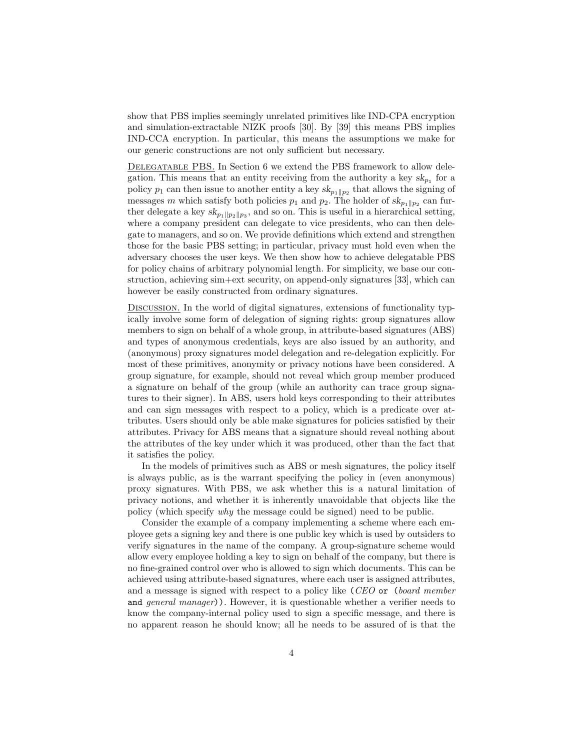show that PBS implies seemingly unrelated primitives like IND-CPA encryption and simulation-extractable NIZK proofs [30]. By [39] this means PBS implies IND-CCA encryption. In particular, this means the assumptions we make for our generic constructions are not only sufficient but necessary.

<u>DELEGATABLE PBS.</u> In Section 6 we extend the PBS framework to allow delegation. This means that an entity receiving from the authority a key $sk_{p_1}$ for a policy $p_1$ can then issue to another entity a key $sk_{p_1\|p_2}$ that allows the signing of messages $m$ which satisfy both policies $p_1$ and $p_2$. The holder of $sk_{p_1\|p_2}$ can further delegate a key $sk_{p_1\|p_2\|p_3}$, and so on. This is useful in a hierarchical setting, where a company president can delegate to vice presidents, who can then delegate to managers, and so on. We provide definitions which extend and strengthen those for the basic PBS setting; in particular, privacy must hold even when the adversary chooses the user keys. We then show how to achieve delegatable PBS for policy chains of arbitrary polynomial length. For simplicity, we base our construction, achieving sim+ext security, on append-only signatures [33], which can however be easily constructed from ordinary signatures.

<u>DISCUSSION.</u> In the world of digital signatures, extensions of functionality typically involve some form of delegation of signing rights: group signatures allow members to sign on behalf of a whole group, in attribute-based signatures (ABS) and types of anonymous credentials, keys are also issued by an authority, and (anonymous) proxy signatures model delegation and re-delegation explicitly. For most of these primitives, anonymity or privacy notions have been considered. A group signature, for example, should not reveal which group member produced a signature on behalf of the group (while an authority can trace group signatures to their signer). In ABS, users hold keys corresponding to their attributes and can sign messages with respect to a policy, which is a predicate over attributes. Users should only be able make signatures for policies satisfied by their attributes. Privacy for ABS means that a signature should reveal nothing about the attributes of the key under which it was produced, other than the fact that it satisfies the policy.

In the models of primitives such as ABS or mesh signatures, the policy itself is always public, as is the warrant specifying the policy in (even anonymous) proxy signatures. With PBS, we ask whether this is a natural limitation of privacy notions, and whether it is inherently unavoidable that objects like the policy (which specify *why* the message could be signed) need to be public.

Consider the example of a company implementing a scheme where each employee gets a signing key and there is one public key which is used by outsiders to verify signatures in the name of the company. A group-signature scheme would allow every employee holding a key to sign on behalf of the company, but there is no fine-grained control over who is allowed to sign which documents. This can be achieved using attribute-based signatures, where each user is assigned attributes, and a message is signed with respect to a policy like (*CEO* `or` (*board member* `and` *general manager*)). However, it is questionable whether a verifier needs to know the company-internal policy used to sign a specific message, and there is no apparent reason he should know; all he needs to be assured of is that the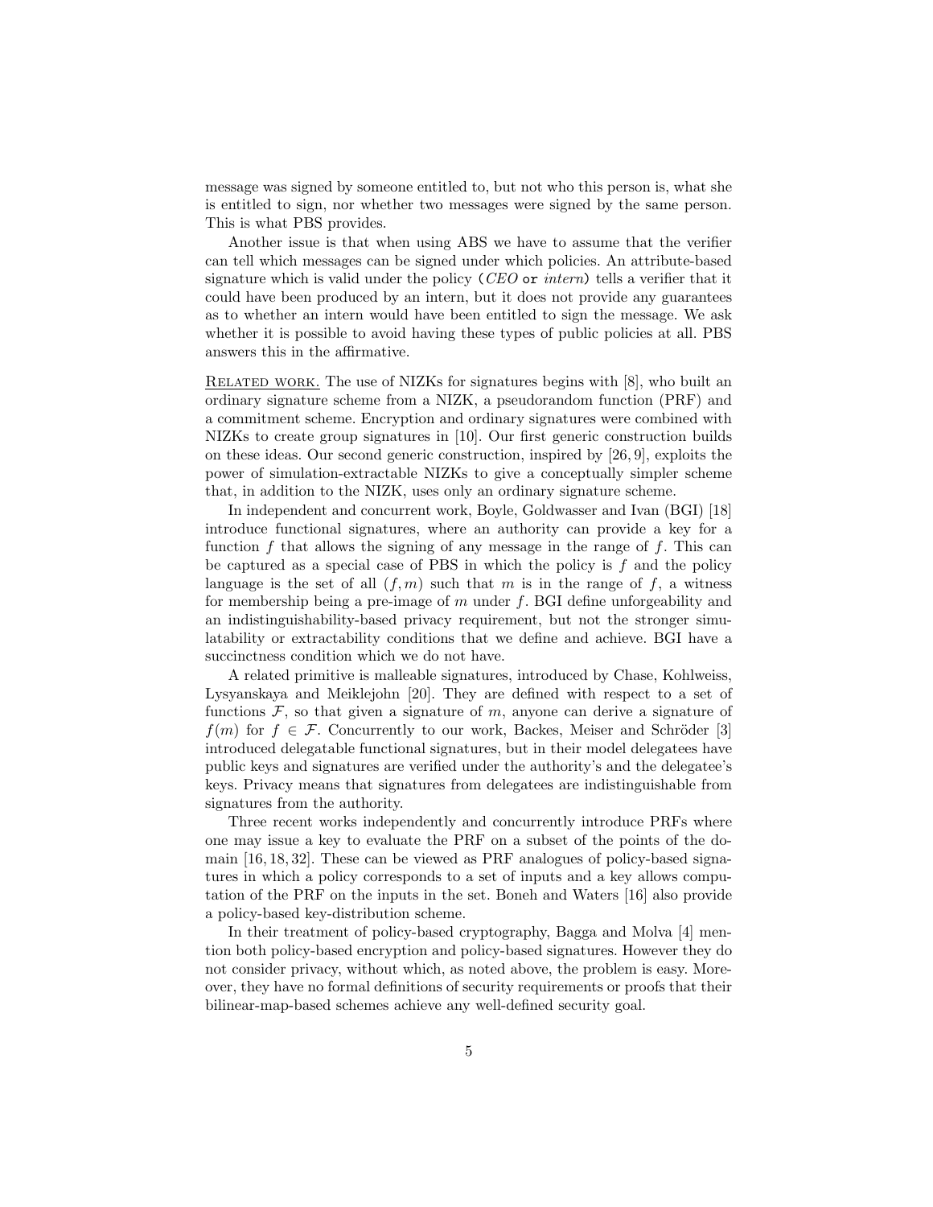message was signed by someone entitled to, but not who this person is, what she is entitled to sign, nor whether two messages were signed by the same person. This is what PBS provides.

Another issue is that when using ABS we have to assume that the verifier can tell which messages can be signed under which policies. An attribute-based signature which is valid under the policy (*CEO* `or` *intern*) tells a verifier that it could have been produced by an intern, but it does not provide any guarantees as to whether an intern would have been entitled to sign the message. We ask whether it is possible to avoid having these types of public policies at all. PBS answers this in the affirmative.

RELATED WORK. The use of NIZKs for signatures begins with [8], who built an ordinary signature scheme from a NIZK, a pseudorandom function (PRF) and a commitment scheme. Encryption and ordinary signatures were combined with NIZKs to create group signatures in [10]. Our first generic construction builds on these ideas. Our second generic construction, inspired by [26, 9], exploits the power of simulation-extractable NIZKs to give a conceptually simpler scheme that, in addition to the NIZK, uses only an ordinary signature scheme.

In independent and concurrent work, Boyle, Goldwasser and Ivan (BGI) [18] introduce functional signatures, where an authority can provide a key for a function $f$ that allows the signing of any message in the range of $f$. This can be captured as a special case of PBS in which the policy is $f$ and the policy language is the set of all $(f, m)$ such that $m$ is in the range of $f$, a witness for membership being a pre-image of $m$ under $f$. BGI define unforgeability and an indistinguishability-based privacy requirement, but not the stronger simulatability or extractability conditions that we define and achieve. BGI have a succinctness condition which we do not have.

A related primitive is malleable signatures, introduced by Chase, Kohlweiss, Lysyanskaya and Meiklejohn [20]. They are defined with respect to a set of functions $\mathcal{F}$, so that given a signature of $m$, anyone can derive a signature of $f(m)$ for $f \in \mathcal{F}$. Concurrently to our work, Backes, Meiser and Schröder [3] introduced delegatable functional signatures, but in their model delegatees have public keys and signatures are verified under the authority's and the delegatee's keys. Privacy means that signatures from delegatees are indistinguishable from signatures from the authority.

Three recent works independently and concurrently introduce PRFs where one may issue a key to evaluate the PRF on a subset of the points of the domain [16, 18, 32]. These can be viewed as PRF analogues of policy-based signatures in which a policy corresponds to a set of inputs and a key allows computation of the PRF on the inputs in the set. Boneh and Waters [16] also provide a policy-based key-distribution scheme.

In their treatment of policy-based cryptography, Bagga and Molva [4] mention both policy-based encryption and policy-based signatures. However they do not consider privacy, without which, as noted above, the problem is easy. Moreover, they have no formal definitions of security requirements or proofs that their bilinear-map-based schemes achieve any well-defined security goal.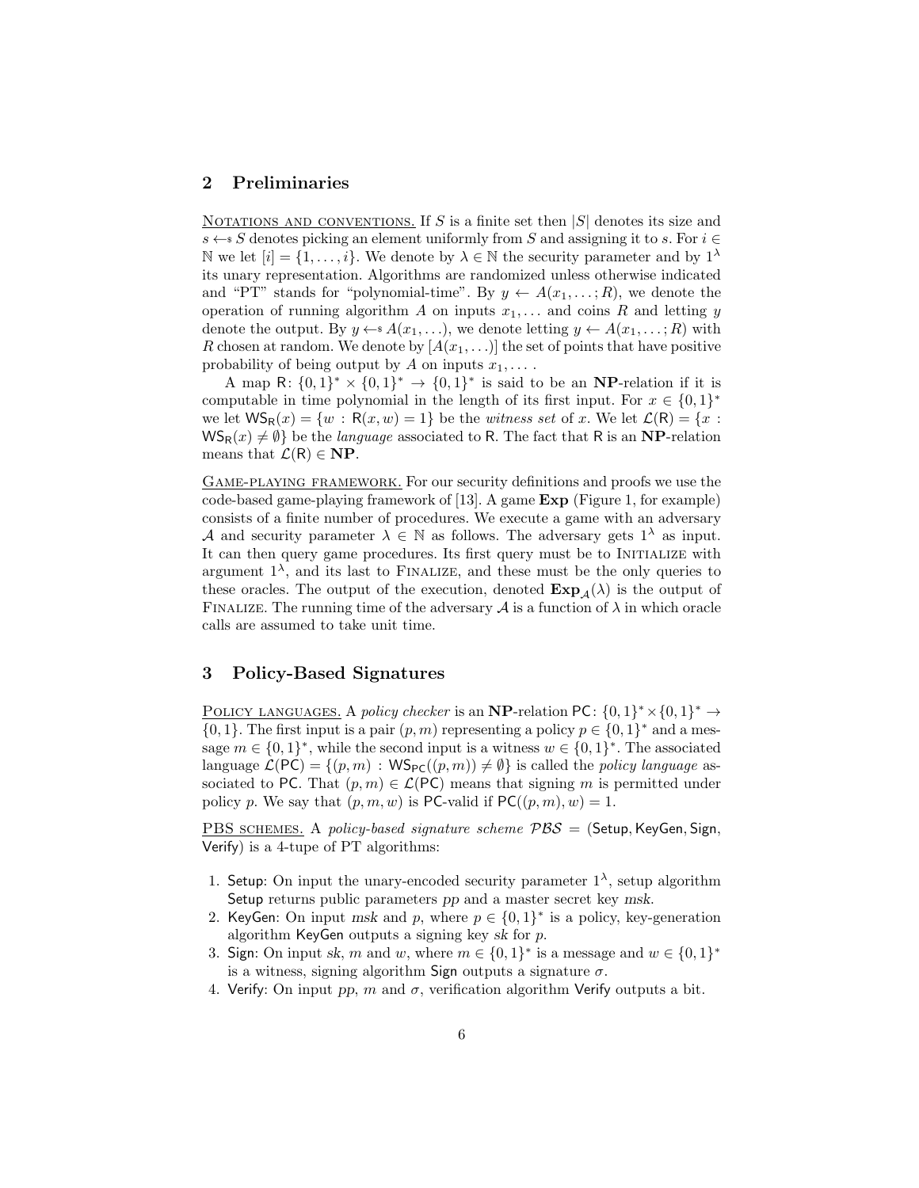## 2 Preliminaries

Notations and conventions. If $S$ is a finite set then $|S|$ denotes its size and $s \leftarrow\!\!\$\ S$ denotes picking an element uniformly from $S$ and assigning it to $s$. For $i \in \mathbb{N}$ we let $[i] = \{1, \ldots, i\}$. We denote by $\lambda \in \mathbb{N}$ the security parameter and by $1^\lambda$ its unary representation. Algorithms are randomized unless otherwise indicated and "PT" stands for "polynomial-time". By $y \leftarrow A(x_1, \ldots; R)$, we denote the operation of running algorithm $A$ on inputs $x_1, \ldots$ and coins $R$ and letting $y$ denote the output. By $y \leftarrow\!\!\$\ A(x_1, \ldots)$, we denote letting $y \leftarrow A(x_1, \ldots; R)$ with $R$ chosen at random. We denote by $[A(x_1, \ldots)]$ the set of points that have positive probability of being output by $A$ on inputs $x_1, \ldots$ .

A map $\mathsf{R}\colon \{0,1\}^* \times \{0,1\}^* \to \{0,1\}^*$ is said to be an **NP**-relation if it is computable in time polynomial in the length of its first input. For $x \in \{0,1\}^*$ we let $\mathsf{WS_R}(x) = \{w : \mathsf{R}(x, w) = 1\}$ be the *witness set* of $x$. We let $\mathcal{L}(\mathsf{R}) = \{x : \mathsf{WS_R}(x) \neq \emptyset\}$ be the *language* associated to $\mathsf{R}$. The fact that $\mathsf{R}$ is an **NP**-relation means that $\mathcal{L}(\mathsf{R}) \in \mathbf{NP}$.

Game-playing framework. For our security definitions and proofs we use the code-based game-playing framework of [13]. A game $\mathbf{Exp}$ (Figure 1, for example) consists of a finite number of procedures. We execute a game with an adversary $\mathcal{A}$ and security parameter $\lambda \in \mathbb{N}$ as follows. The adversary gets $1^\lambda$ as input. It can then query game procedures. Its first query must be to Initialize with argument $1^\lambda$, and its last to Finalize, and these must be the only queries to these oracles. The output of the execution, denoted $\mathbf{Exp}_{\mathcal{A}}(\lambda)$ is the output of Finalize. The running time of the adversary $\mathcal{A}$ is a function of $\lambda$ in which oracle calls are assumed to take unit time.

## 3 Policy-Based Signatures

Policy languages. A *policy checker* is an **NP**-relation $\mathsf{PC}\colon \{0,1\}^* \times \{0,1\}^* \to \{0,1\}$. The first input is a pair $(p, m)$ representing a policy $p \in \{0,1\}^*$ and a message $m \in \{0,1\}^*$, while the second input is a witness $w \in \{0,1\}^*$. The associated language $\mathcal{L}(\mathsf{PC}) = \{(p, m) : \mathsf{WS_{PC}}((p, m)) \neq \emptyset\}$ is called the *policy language* associated to $\mathsf{PC}$. That $(p, m) \in \mathcal{L}(\mathsf{PC})$ means that signing $m$ is permitted under policy $p$. We say that $(p, m, w)$ is $\mathsf{PC}$-valid if $\mathsf{PC}((p, m), w) = 1$.

PBS schemes. A *policy-based signature scheme* $\mathcal{PBS} = (\mathsf{Setup}, \mathsf{KeyGen}, \mathsf{Sign}, \mathsf{Verify})$ is a 4-tupe of PT algorithms:

1. $\mathsf{Setup}$: On input the unary-encoded security parameter $1^\lambda$, setup algorithm $\mathsf{Setup}$ returns public parameters $pp$ and a master secret key $msk$.
2. $\mathsf{KeyGen}$: On input $msk$ and $p$, where $p \in \{0,1\}^*$ is a policy, key-generation algorithm $\mathsf{KeyGen}$ outputs a signing key $sk$ for $p$.
3. $\mathsf{Sign}$: On input $sk$, $m$ and $w$, where $m \in \{0,1\}^*$ is a message and $w \in \{0,1\}^*$ is a witness, signing algorithm $\mathsf{Sign}$ outputs a signature $\sigma$.
4. $\mathsf{Verify}$: On input $pp$, $m$ and $\sigma$, verification algorithm $\mathsf{Verify}$ outputs a bit.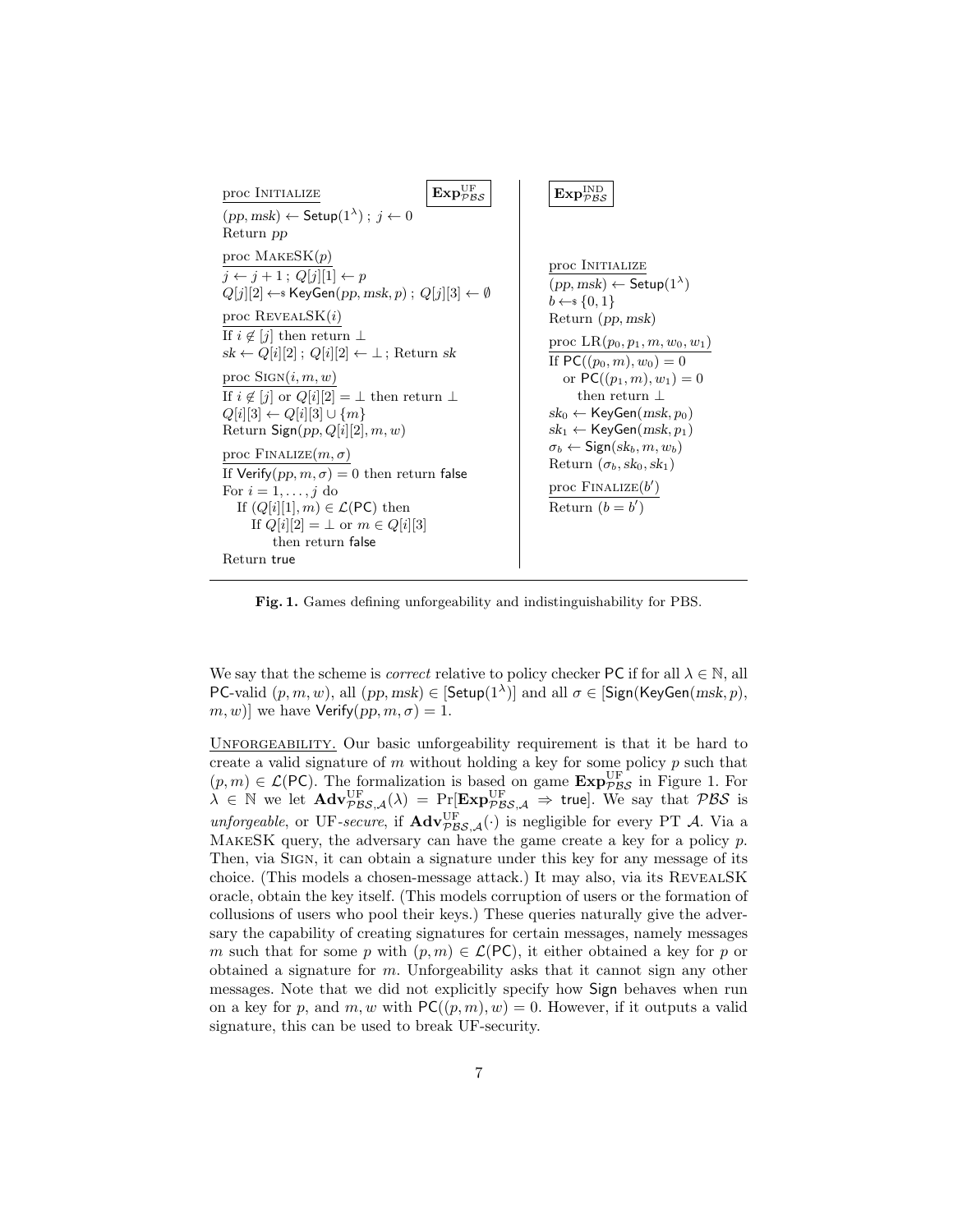**$\mathbf{Exp}^{\mathrm{UF}}_{\mathcal{PBS}}$**

```
proc Initialize
(pp, msk) ← Setup(1^λ) ; j ← 0
Return pp

proc MakeSK(p)
j ← j + 1 ; Q[j][1] ← p
Q[j][2] ←$ KeyGen(pp, msk, p) ; Q[j][3] ← ∅

proc RevealSK(i)
If i ∉ [j] then return ⊥
sk ← Q[i][2] ; Q[i][2] ← ⊥ ; Return sk

proc Sign(i, m, w)
If i ∉ [j] or Q[i][2] = ⊥ then return ⊥
Q[i][3] ← Q[i][3] ∪ {m}
Return Sign(pp, Q[i][2], m, w)

proc Finalize(m, σ)
If Verify(pp, m, σ) = 0 then return false
For i = 1, ..., j do
   If (Q[i][1], m) ∈ L(PC) then
      If Q[i][2] = ⊥ or m ∈ Q[i][3]
         then return false
Return true
```

**$\mathbf{Exp}^{\mathrm{IND}}_{\mathcal{PBS}}$**

```
proc Initialize
(pp, msk) ← Setup(1^λ)
b ←$ {0, 1}
Return (pp, msk)

proc LR(p0, p1, m, w0, w1)
If PC((p0, m), w0) = 0
   or PC((p1, m), w1) = 0
      then return ⊥
sk0 ← KeyGen(msk, p0)
sk1 ← KeyGen(msk, p1)
σb ← Sign(skb, m, wb)
Return (σb, sk0, sk1)

proc Finalize(b')
Return (b = b')
```

**Fig. 1.** Games defining unforgeability and indistinguishability for PBS.

We say that the scheme is *correct* relative to policy checker $\mathsf{PC}$ if for all $\lambda \in \mathbb{N}$, all $\mathsf{PC}$-valid $(p, m, w)$, all $(pp, msk) \in [\mathsf{Setup}(1^\lambda)]$ and all $\sigma \in [\mathsf{Sign}(\mathsf{KeyGen}(msk, p), m, w)]$ we have $\mathsf{Verify}(pp, m, \sigma) = 1$.

Unforgeability. Our basic unforgeability requirement is that it be hard to create a valid signature of $m$ without holding a key for some policy $p$ such that $(p, m) \in \mathcal{L}(\mathsf{PC})$. The formalization is based on game $\mathbf{Exp}^{\mathrm{UF}}_{\mathcal{PBS}}$ in Figure 1. For $\lambda \in \mathbb{N}$ we let $\mathbf{Adv}^{\mathrm{UF}}_{\mathcal{PBS},\mathcal{A}}(\lambda) = \Pr[\mathbf{Exp}^{\mathrm{UF}}_{\mathcal{PBS},\mathcal{A}} \Rightarrow \mathsf{true}]$. We say that $\mathcal{PBS}$ is *unforgeable*, or UF-*secure*, if $\mathbf{Adv}^{\mathrm{UF}}_{\mathcal{PBS},\mathcal{A}}(\cdot)$ is negligible for every PT $\mathcal{A}$. Via a MakeSK query, the adversary can have the game create a key for a policy $p$. Then, via Sign, it can obtain a signature under this key for any message of its choice. (This models a chosen-message attack.) It may also, via its RevealSK oracle, obtain the key itself. (This models corruption of users or the formation of collusions of users who pool their keys.) These queries naturally give the adversary the capability of creating signatures for certain messages, namely messages $m$ such that for some $p$ with $(p, m) \in \mathcal{L}(\mathsf{PC})$, it either obtained a key for $p$ or obtained a signature for $m$. Unforgeability asks that it cannot sign any other messages. Note that we did not explicitly specify how $\mathsf{Sign}$ behaves when run on a key for $p$, and $m, w$ with $\mathsf{PC}((p, m), w) = 0$. However, if it outputs a valid signature, this can be used to break UF-security.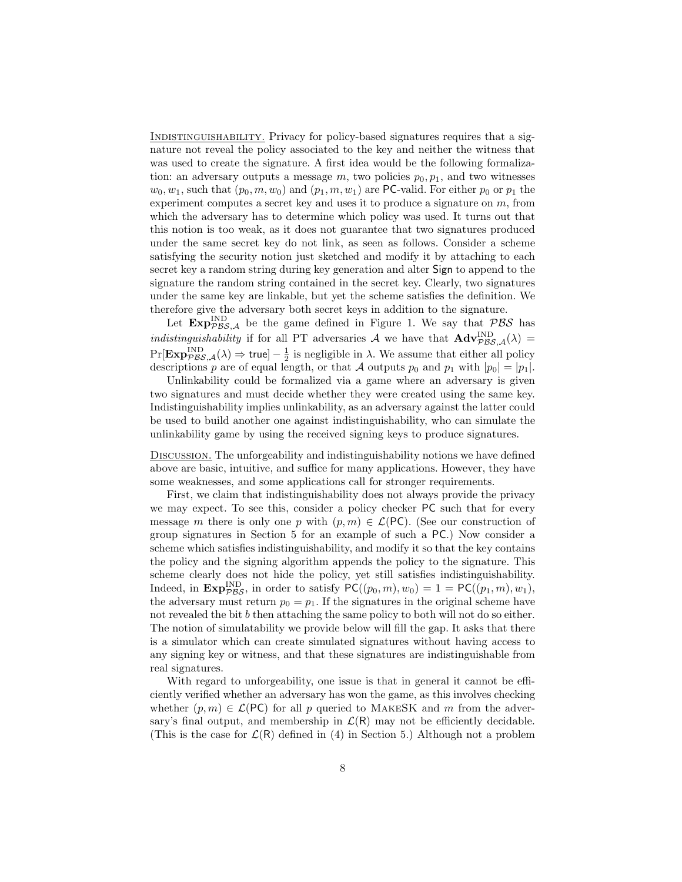<u>Indistinguishability.</u> Privacy for policy-based signatures requires that a signature not reveal the policy associated to the key and neither the witness that was used to create the signature. A first idea would be the following formalization: an adversary outputs a message $m$, two policies $p_0, p_1$, and two witnesses $w_0, w_1$, such that $(p_0, m, w_0)$ and $(p_1, m, w_1)$ are $\mathsf{PC}$-valid. For either $p_0$ or $p_1$ the experiment computes a secret key and uses it to produce a signature on $m$, from which the adversary has to determine which policy was used. It turns out that this notion is too weak, as it does not guarantee that two signatures produced under the same secret key do not link, as seen as follows. Consider a scheme satisfying the security notion just sketched and modify it by attaching to each secret key a random string during key generation and alter $\mathsf{Sign}$ to append to the signature the random string contained in the secret key. Clearly, two signatures under the same key are linkable, but yet the scheme satisfies the definition. We therefore give the adversary both secret keys in addition to the signature.

Let $\mathbf{Exp}^{\mathrm{IND}}_{\mathcal{PBS},\mathcal{A}}$ be the game defined in Figure 1. We say that $\mathcal{PBS}$ has *indistinguishability* if for all PT adversaries $\mathcal{A}$ we have that $\mathbf{Adv}^{\mathrm{IND}}_{\mathcal{PBS},\mathcal{A}}(\lambda) = \Pr[\mathbf{Exp}^{\mathrm{IND}}_{\mathcal{PBS},\mathcal{A}}(\lambda) \Rightarrow \mathsf{true}] - \frac{1}{2}$ is negligible in $\lambda$. We assume that either all policy descriptions $p$ are of equal length, or that $\mathcal{A}$ outputs $p_0$ and $p_1$ with $|p_0| = |p_1|$.

Unlinkability could be formalized via a game where an adversary is given two signatures and must decide whether they were created using the same key. Indistinguishability implies unlinkability, as an adversary against the latter could be used to build another one against indistinguishability, who can simulate the unlinkability game by using the received signing keys to produce signatures.

<u>Discussion.</u> The unforgeability and indistinguishability notions we have defined above are basic, intuitive, and suffice for many applications. However, they have some weaknesses, and some applications call for stronger requirements.

First, we claim that indistinguishability does not always provide the privacy we may expect. To see this, consider a policy checker $\mathsf{PC}$ such that for every message $m$ there is only one $p$ with $(p, m) \in \mathcal{L}(\mathsf{PC})$. (See our construction of group signatures in Section 5 for an example of such a $\mathsf{PC}$.) Now consider a scheme which satisfies indistinguishability, and modify it so that the key contains the policy and the signing algorithm appends the policy to the signature. This scheme clearly does not hide the policy, yet still satisfies indistinguishability. Indeed, in $\mathbf{Exp}^{\mathrm{IND}}_{\mathcal{PBS}}$, in order to satisfy $\mathsf{PC}((p_0, m), w_0) = 1 = \mathsf{PC}((p_1, m), w_1)$, the adversary must return $p_0 = p_1$. If the signatures in the original scheme have not revealed the bit $b$ then attaching the same policy to both will not do so either. The notion of simulatability we provide below will fill the gap. It asks that there is a simulator which can create simulated signatures without having access to any signing key or witness, and that these signatures are indistinguishable from real signatures.

With regard to unforgeability, one issue is that in general it cannot be efficiently verified whether an adversary has won the game, as this involves checking whether $(p, m) \in \mathcal{L}(\mathsf{PC})$ for all $p$ queried to MakeSK and $m$ from the adversary's final output, and membership in $\mathcal{L}(\mathsf{R})$ may not be efficiently decidable. (This is the case for $\mathcal{L}(\mathsf{R})$ defined in (4) in Section 5.) Although not a problem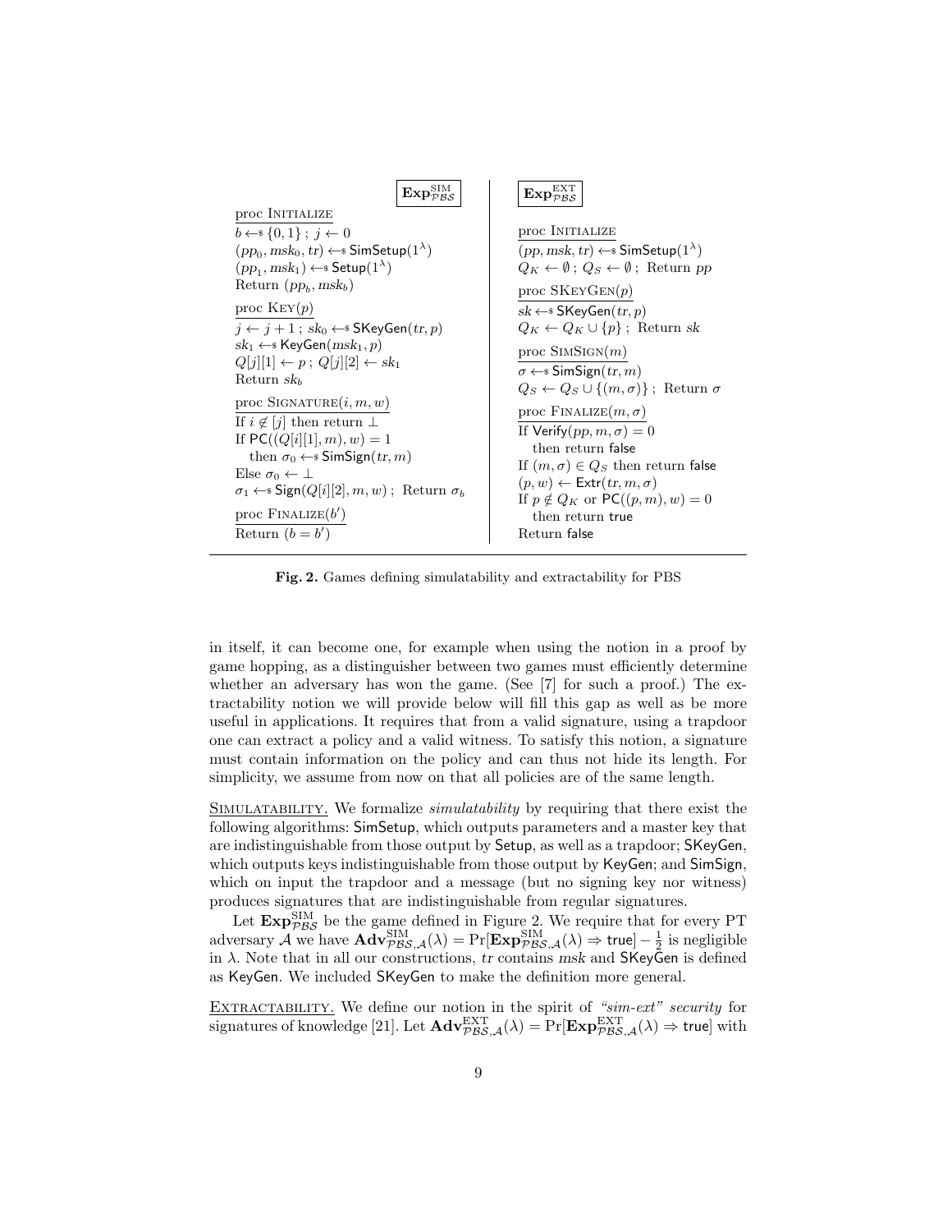**$\mathbf{Exp}^{\mathrm{SIM}}_{\mathcal{PBS}}$**

```
proc INITIALIZE
b ←$ {0,1} ; j ← 0
(pp_0, msk_0, tr) ←$ SimSetup(1^λ)
(pp_1, msk_1) ←$ Setup(1^λ)
Return (pp_b, msk_b)

proc KEY(p)
j ← j + 1 ; sk_0 ←$ SKeyGen(tr, p)
sk_1 ←$ KeyGen(msk_1, p)
Q[j][1] ← p ; Q[j][2] ← sk_1
Return sk_b

proc SIGNATURE(i, m, w)
If i ∉ [j] then return ⊥
If PC((Q[i][1], m), w) = 1
   then σ_0 ←$ SimSign(tr, m)
Else σ_0 ← ⊥
σ_1 ←$ Sign(Q[i][2], m, w) ; Return σ_b

proc FINALIZE(b')
Return (b = b')
```

**$\mathbf{Exp}^{\mathrm{EXT}}_{\mathcal{PBS}}$**

```
proc INITIALIZE
(pp, msk, tr) ←$ SimSetup(1^λ)
Q_K ← ∅ ; Q_S ← ∅ ; Return pp

proc SKEYGEN(p)
sk ←$ SKeyGen(tr, p)
Q_K ← Q_K ∪ {p} ; Return sk

proc SIMSIGN(m)
σ ←$ SimSign(tr, m)
Q_S ← Q_S ∪ {(m, σ)} ; Return σ

proc FINALIZE(m, σ)
If Verify(pp, m, σ) = 0
   then return false
If (m, σ) ∈ Q_S then return false
(p, w) ← Extr(tr, m, σ)
If p ∉ Q_K or PC((p, m), w) = 0
   then return true
Return false
```

**Fig. 2.** Games defining simulatability and extractability for PBS

in itself, it can become one, for example when using the notion in a proof by game hopping, as a distinguisher between two games must efficiently determine whether an adversary has won the game. (See [7] for such a proof.) The extractability notion we will provide below will fill this gap as well as be more useful in applications. It requires that from a valid signature, using a trapdoor one can extract a policy and a valid witness. To satisfy this notion, a signature must contain information on the policy and can thus not hide its length. For simplicity, we assume from now on that all policies are of the same length.

Simulatability. We formalize *simulatability* by requiring that there exist the following algorithms: SimSetup, which outputs parameters and a master key that are indistinguishable from those output by Setup, as well as a trapdoor; SKeyGen, which outputs keys indistinguishable from those output by KeyGen; and SimSign, which on input the trapdoor and a message (but no signing key nor witness) produces signatures that are indistinguishable from regular signatures.

Let $\mathbf{Exp}^{\mathrm{SIM}}_{\mathcal{PBS}}$ be the game defined in Figure 2. We require that for every PT adversary $\mathcal{A}$ we have $\mathbf{Adv}^{\mathrm{SIM}}_{\mathcal{PBS},\mathcal{A}}(\lambda) = \Pr[\mathbf{Exp}^{\mathrm{SIM}}_{\mathcal{PBS},\mathcal{A}}(\lambda) \Rightarrow \mathsf{true}] - \frac{1}{2}$ is negligible in $\lambda$. Note that in all our constructions, $tr$ contains $msk$ and SKeyGen is defined as KeyGen. We included SKeyGen to make the definition more general.

Extractability. We define our notion in the spirit of *"sim-ext" security* for signatures of knowledge [21]. Let $\mathbf{Adv}^{\mathrm{EXT}}_{\mathcal{PBS},\mathcal{A}}(\lambda) = \Pr[\mathbf{Exp}^{\mathrm{EXT}}_{\mathcal{PBS},\mathcal{A}}(\lambda) \Rightarrow \mathsf{true}]$ with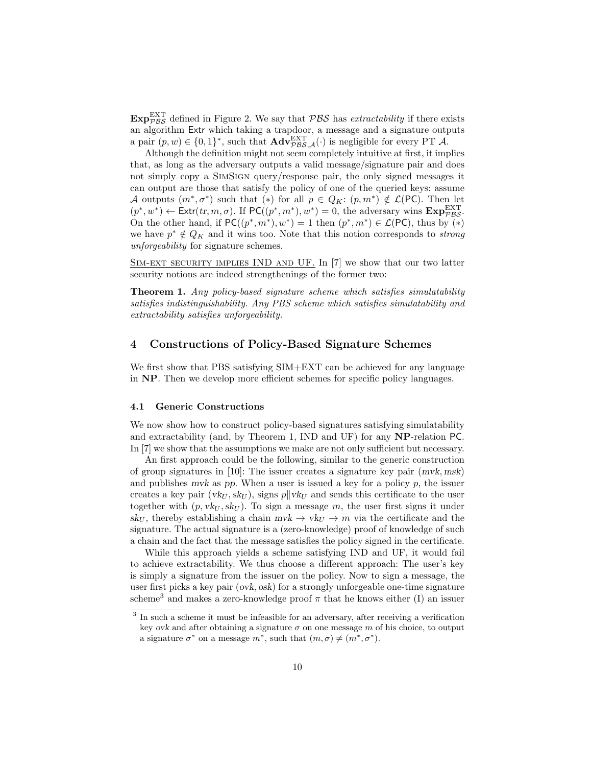$\mathbf{Exp}^{\mathrm{EXT}}_{\mathcal{PBS}}$ defined in Figure 2. We say that $\mathcal{PBS}$ has *extractability* if there exists an algorithm $\mathsf{Extr}$ which taking a trapdoor, a message and a signature outputs a pair $(p, w) \in \{0,1\}^*$, such that $\mathbf{Adv}^{\mathrm{EXT}}_{\mathcal{PBS},\mathcal{A}}(\cdot)$ is negligible for every PT $\mathcal{A}$.

Although the definition might not seem completely intuitive at first, it implies that, as long as the adversary outputs a valid message/signature pair and does not simply copy a SimSign query/response pair, the only signed messages it can output are those that satisfy the policy of one of the queried keys: assume $\mathcal{A}$ outputs $(m^*, \sigma^*)$ such that $(*)$ for all $p \in Q_K$: $(p, m^*) \notin \mathcal{L}(\mathsf{PC})$. Then let $(p^*, w^*) \leftarrow \mathsf{Extr}(tr, m, \sigma)$. If $\mathsf{PC}((p^*, m^*), w^*) = 0$, the adversary wins $\mathbf{Exp}^{\mathrm{EXT}}_{\mathcal{PBS}}$. On the other hand, if $\mathsf{PC}((p^*, m^*), w^*) = 1$ then $(p^*, m^*) \in \mathcal{L}(\mathsf{PC})$, thus by $(*)$ we have $p^* \notin Q_K$ and it wins too. Note that this notion corresponds to *strong unforgeability* for signature schemes.

Sim-ext security implies IND and UF. In [7] we show that our two latter security notions are indeed strengthenings of the former two:

**Theorem 1.** *Any policy-based signature scheme which satisfies simulatability satisfies indistinguishability. Any PBS scheme which satisfies simulatability and extractability satisfies unforgeability.*

## 4 Constructions of Policy-Based Signature Schemes

We first show that PBS satisfying SIM+EXT can be achieved for any language in **NP**. Then we develop more efficient schemes for specific policy languages.

### 4.1 Generic Constructions

We now show how to construct policy-based signatures satisfying simulatability and extractability (and, by Theorem 1, IND and UF) for any **NP**-relation $\mathsf{PC}$. In [7] we show that the assumptions we make are not only sufficient but necessary.

An first approach could be the following, similar to the generic construction of group signatures in [10]: The issuer creates a signature key pair $(mvk, msk)$ and publishes $mvk$ as $pp$. When a user is issued a key for a policy $p$, the issuer creates a key pair $(vk_U, sk_U)$, signs $p \| vk_U$ and sends this certificate to the user together with $(p, vk_U, sk_U)$. To sign a message $m$, the user first signs it under $sk_U$, thereby establishing a chain $mvk \rightarrow vk_U \rightarrow m$ via the certificate and the signature. The actual signature is a (zero-knowledge) proof of knowledge of such a chain and the fact that the message satisfies the policy signed in the certificate.

While this approach yields a scheme satisfying IND and UF, it would fail to achieve extractability. We thus choose a different approach: The user's key is simply a signature from the issuer on the policy. Now to sign a message, the user first picks a key pair $(ovk, osk)$ for a strongly unforgeable one-time signature scheme[3] and makes a zero-knowledge proof $\pi$ that he knows either (I) an issuer

[3] In such a scheme it must be infeasible for an adversary, after receiving a verification key $ovk$ and after obtaining a signature $\sigma$ on one message $m$ of his choice, to output a signature $\sigma^*$ on a message $m^*$, such that $(m, \sigma) \neq (m^*, \sigma^*)$.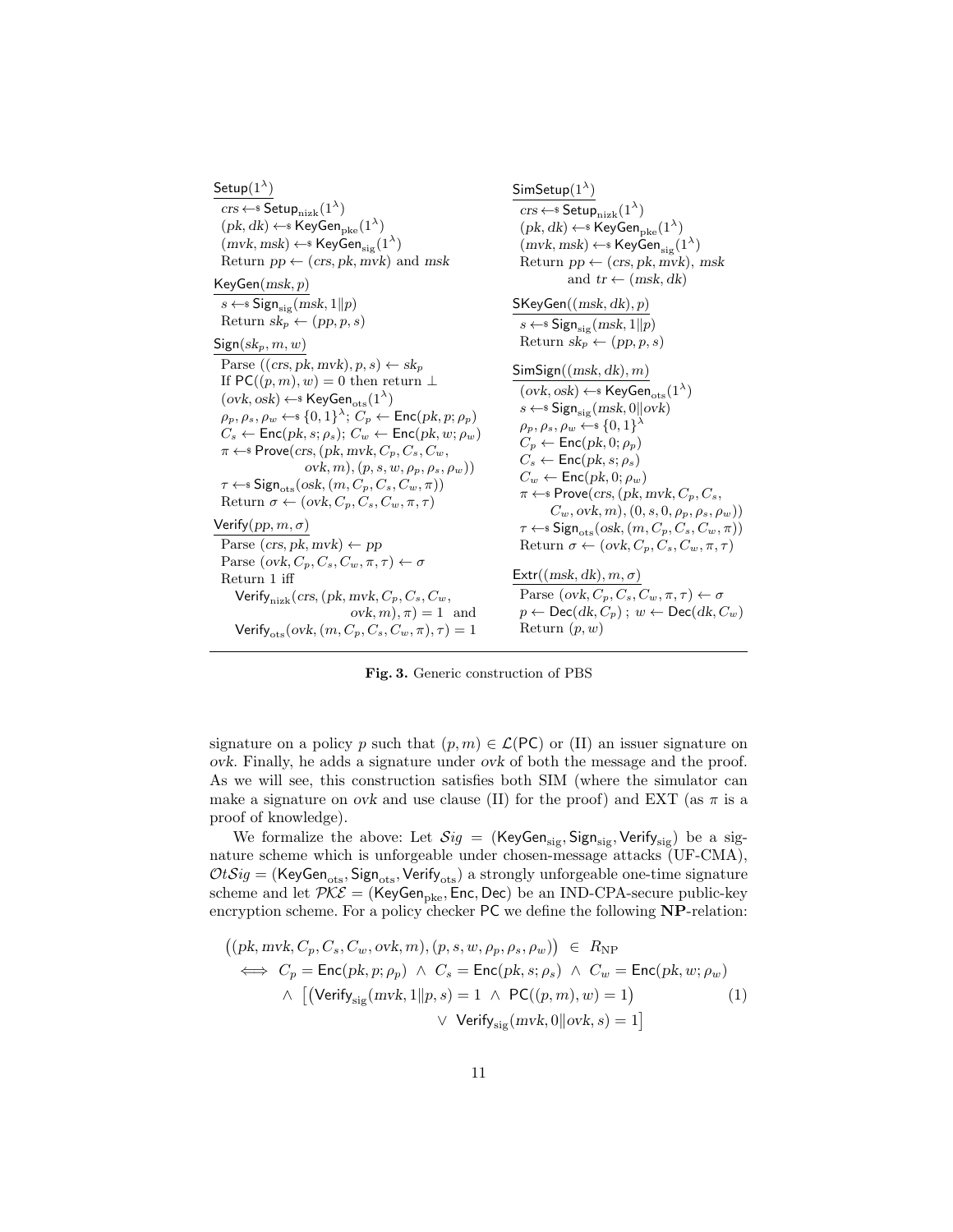$\underline{\mathsf{Setup}(1^\lambda)}$

$crs \leftarrow\!\!\$\ \mathsf{Setup}_{\mathrm{nizk}}(1^\lambda)$
$(pk, dk) \leftarrow\!\!\$\ \mathsf{KeyGen}_{\mathrm{pke}}(1^\lambda)$
$(mvk, msk) \leftarrow\!\!\$\ \mathsf{KeyGen}_{\mathrm{sig}}(1^\lambda)$
Return $pp \leftarrow (crs, pk, mvk)$ and $msk$

$\underline{\mathsf{KeyGen}(msk, p)}$

$s \leftarrow\!\!\$\ \mathsf{Sign}_{\mathrm{sig}}(msk, 1\|p)$
Return $sk_p \leftarrow (pp, p, s)$

$\underline{\mathsf{Sign}(sk_p, m, w)}$

Parse $((crs, pk, mvk), p, s) \leftarrow sk_p$
If $\mathsf{PC}((p, m), w) = 0$ then return $\bot$
$(ovk, osk) \leftarrow\!\!\$\ \mathsf{KeyGen}_{\mathrm{ots}}(1^\lambda)$
$\rho_p, \rho_s, \rho_w \leftarrow\!\!\$\ \{0,1\}^\lambda$; $C_p \leftarrow \mathsf{Enc}(pk, p; \rho_p)$
$C_s \leftarrow \mathsf{Enc}(pk, s; \rho_s)$; $C_w \leftarrow \mathsf{Enc}(pk, w; \rho_w)$
$\pi \leftarrow\!\!\$\ \mathsf{Prove}(crs, (pk, mvk, C_p, C_s, C_w, ovk, m), (p, s, w, \rho_p, \rho_s, \rho_w))$
$\tau \leftarrow\!\!\$\ \mathsf{Sign}_{\mathrm{ots}}(osk, (m, C_p, C_s, C_w, \pi))$
Return $\sigma \leftarrow (ovk, C_p, C_s, C_w, \pi, \tau)$

$\underline{\mathsf{Verify}(pp, m, \sigma)}$

Parse $(crs, pk, mvk) \leftarrow pp$
Parse $(ovk, C_p, C_s, C_w, \pi, \tau) \leftarrow \sigma$
Return 1 iff
$\mathsf{Verify}_{\mathrm{nizk}}(crs, (pk, mvk, C_p, C_s, C_w, ovk, m), \pi) = 1$ and
$\mathsf{Verify}_{\mathrm{ots}}(ovk, (m, C_p, C_s, C_w, \pi), \tau) = 1$

$\underline{\mathsf{SimSetup}(1^\lambda)}$

$crs \leftarrow\!\!\$\ \mathsf{Setup}_{\mathrm{nizk}}(1^\lambda)$
$(pk, dk) \leftarrow\!\!\$\ \mathsf{KeyGen}_{\mathrm{pke}}(1^\lambda)$
$(mvk, msk) \leftarrow\!\!\$\ \mathsf{KeyGen}_{\mathrm{sig}}(1^\lambda)$
Return $pp \leftarrow (crs, pk, mvk)$, $msk$ and $tr \leftarrow (msk, dk)$

$\underline{\mathsf{SKeyGen}((msk, dk), p)}$

$s \leftarrow\!\!\$\ \mathsf{Sign}_{\mathrm{sig}}(msk, 1\|p)$
Return $sk_p \leftarrow (pp, p, s)$

$\underline{\mathsf{SimSign}((msk, dk), m)}$

$(ovk, osk) \leftarrow\!\!\$\ \mathsf{KeyGen}_{\mathrm{ots}}(1^\lambda)$
$s \leftarrow\!\!\$\ \mathsf{Sign}_{\mathrm{sig}}(msk, 0\|ovk)$
$\rho_p, \rho_s, \rho_w \leftarrow\!\!\$\ \{0,1\}^\lambda$
$C_p \leftarrow \mathsf{Enc}(pk, 0; \rho_p)$
$C_s \leftarrow \mathsf{Enc}(pk, s; \rho_s)$
$C_w \leftarrow \mathsf{Enc}(pk, 0; \rho_w)$
$\pi \leftarrow\!\!\$\ \mathsf{Prove}(crs, (pk, mvk, C_p, C_s, C_w, ovk, m), (0, s, 0, \rho_p, \rho_s, \rho_w))$
$\tau \leftarrow\!\!\$\ \mathsf{Sign}_{\mathrm{ots}}(osk, (m, C_p, C_s, C_w, \pi))$
Return $\sigma \leftarrow (ovk, C_p, C_s, C_w, \pi, \tau)$

$\underline{\mathsf{Extr}((msk, dk), m, \sigma)}$

Parse $(ovk, C_p, C_s, C_w, \pi, \tau) \leftarrow \sigma$
$p \leftarrow \mathsf{Dec}(dk, C_p)$ ; $w \leftarrow \mathsf{Dec}(dk, C_w)$
Return $(p, w)$

**Fig. 3.** Generic construction of PBS

signature on a policy $p$ such that $(p, m) \in \mathcal{L}(\mathsf{PC})$ or (II) an issuer signature on $ovk$. Finally, he adds a signature under $ovk$ of both the message and the proof. As we will see, this construction satisfies both SIM (where the simulator can make a signature on $ovk$ and use clause (II) for the proof) and EXT (as $\pi$ is a proof of knowledge).

We formalize the above: Let $\mathcal{S}ig = (\mathsf{KeyGen}_{\mathrm{sig}}, \mathsf{Sign}_{\mathrm{sig}}, \mathsf{Verify}_{\mathrm{sig}})$ be a signature scheme which is unforgeable under chosen-message attacks (UF-CMA), $\mathcal{O}t\mathcal{S}ig = (\mathsf{KeyGen}_{\mathrm{ots}}, \mathsf{Sign}_{\mathrm{ots}}, \mathsf{Verify}_{\mathrm{ots}})$ a strongly unforgeable one-time signature scheme and let $\mathcal{PKE} = (\mathsf{KeyGen}_{\mathrm{pke}}, \mathsf{Enc}, \mathsf{Dec})$ be an IND-CPA-secure public-key encryption scheme. For a policy checker $\mathsf{PC}$ we define the following **NP**-relation:

$$
\begin{aligned}
&\big((pk, mvk, C_p, C_s, C_w, ovk, m), (p, s, w, \rho_p, \rho_s, \rho_w)\big) \;\in\; R_{\mathrm{NP}} \\
\iff\;& C_p = \mathsf{Enc}(pk, p; \rho_p) \;\wedge\; C_s = \mathsf{Enc}(pk, s; \rho_s) \;\wedge\; C_w = \mathsf{Enc}(pk, w; \rho_w) \\
&\wedge\; \big[\big(\mathsf{Verify}_{\mathrm{sig}}(mvk, 1\|p, s) = 1 \;\wedge\; \mathsf{PC}((p, m), w) = 1\big) \qquad (1)\\
&\qquad \vee\; \mathsf{Verify}_{\mathrm{sig}}(mvk, 0\|ovk, s) = 1\big]
\end{aligned}
$$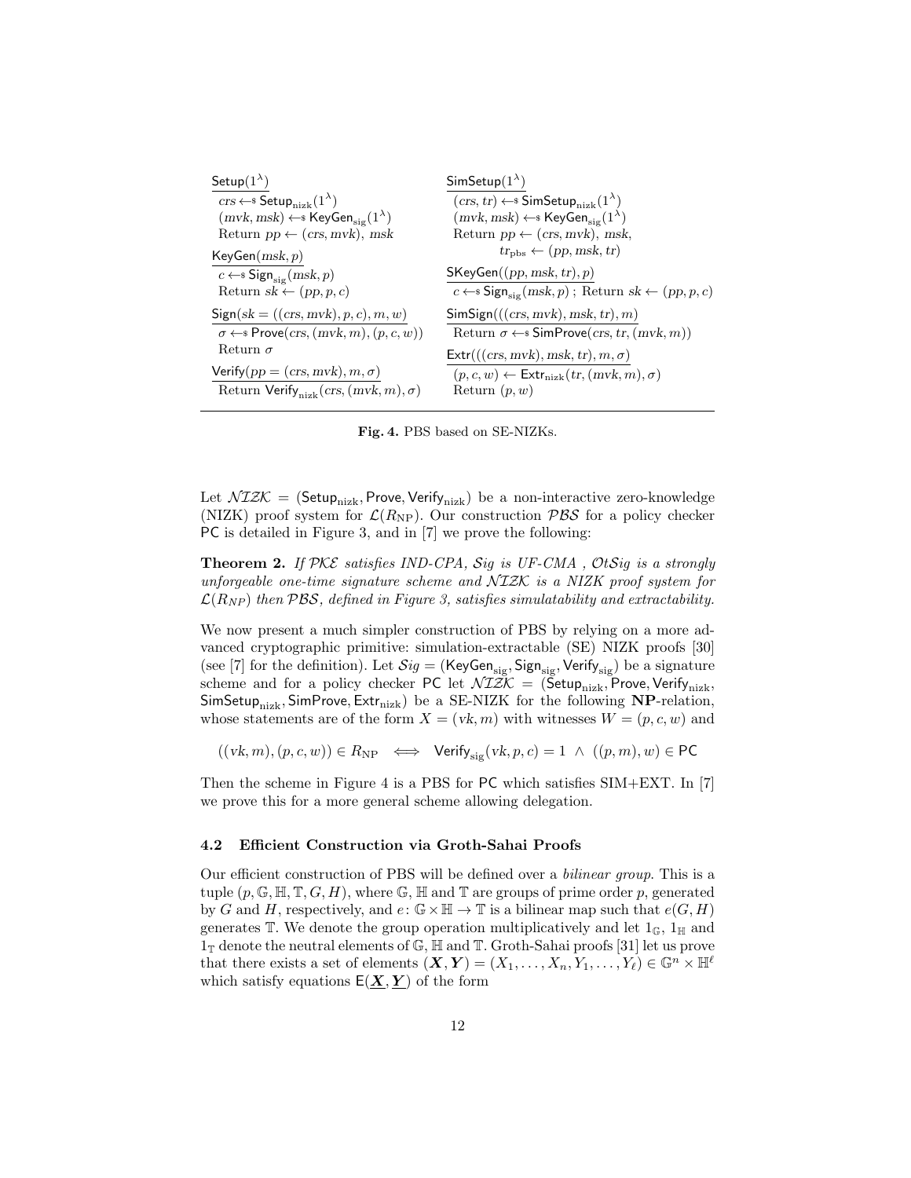| $\mathsf{Setup}(1^\lambda)$ | $\mathsf{SimSetup}(1^\lambda)$ |
|---|---|
| $crs \leftarrow\!\$\ \mathsf{Setup}_{\text{nizk}}(1^\lambda)$ | $(crs, tr) \leftarrow\!\$\ \mathsf{SimSetup}_{\text{nizk}}(1^\lambda)$ |
| $(mvk, msk) \leftarrow\!\$\ \mathsf{KeyGen}_{\text{sig}}(1^\lambda)$ | $(mvk, msk) \leftarrow\!\$\ \mathsf{KeyGen}_{\text{sig}}(1^\lambda)$ |
| Return $pp \leftarrow (crs, mvk)$, $msk$ | Return $pp \leftarrow (crs, mvk)$, $msk$, $tr_{\text{pbs}} \leftarrow (pp, msk, tr)$ |
| $\mathsf{KeyGen}(msk, p)$ | $\mathsf{SKeyGen}((pp, msk, tr), p)$ |
| $c \leftarrow\!\$\ \mathsf{Sign}_{\text{sig}}(msk, p)$ | $c \leftarrow\!\$\ \mathsf{Sign}_{\text{sig}}(msk, p)$ ; Return $sk \leftarrow (pp, p, c)$ |
| Return $sk \leftarrow (pp, p, c)$ | |
| $\mathsf{Sign}(sk = ((crs, mvk), p, c), m, w)$ | $\mathsf{SimSign}(((crs, mvk), msk, tr), m)$ |
| $\sigma \leftarrow\!\$\ \mathsf{Prove}(crs, (mvk, m), (p, c, w))$ | Return $\sigma \leftarrow\!\$\ \mathsf{SimProve}(crs, tr, (mvk, m))$ |
| Return $\sigma$ | $\mathsf{Extr}(((crs, mvk), msk, tr), m, \sigma)$ |
| $\mathsf{Verify}(pp = (crs, mvk), m, \sigma)$ | $(p, c, w) \leftarrow \mathsf{Extr}_{\text{nizk}}(tr, (mvk, m), \sigma)$ |
| Return $\mathsf{Verify}_{\text{nizk}}(crs, (mvk, m), \sigma)$ | Return $(p, w)$ |

**Fig. 4.** PBS based on SE-NIZKs.

Let $\mathcal{NIZK} = (\mathsf{Setup}_{\text{nizk}}, \mathsf{Prove}, \mathsf{Verify}_{\text{nizk}})$ be a non-interactive zero-knowledge (NIZK) proof system for $\mathcal{L}(R_{\text{NP}})$. Our construction $\mathcal{PBS}$ for a policy checker $\mathsf{PC}$ is detailed in Figure 3, and in [7] we prove the following:

**Theorem 2.** *If $\mathcal{PKE}$ satisfies IND-CPA, $\mathcal{S}ig$ is UF-CMA , $\mathcal{O}t\mathcal{S}ig$ is a strongly unforgeable one-time signature scheme and $\mathcal{NIZK}$ is a NIZK proof system for $\mathcal{L}(R_{NP})$ then $\mathcal{PBS}$, defined in Figure 3, satisfies simulatability and extractability.*

We now present a much simpler construction of PBS by relying on a more advanced cryptographic primitive: simulation-extractable (SE) NIZK proofs [30] (see [7] for the definition). Let $\mathcal{S}ig = (\mathsf{KeyGen}_{\text{sig}}, \mathsf{Sign}_{\text{sig}}, \mathsf{Verify}_{\text{sig}})$ be a signature scheme and for a policy checker $\mathsf{PC}$ let $\mathcal{NIZK} = (\mathsf{Setup}_{\text{nizk}}, \mathsf{Prove}, \mathsf{Verify}_{\text{nizk}}, \mathsf{SimSetup}_{\text{nizk}}, \mathsf{SimProve}, \mathsf{Extr}_{\text{nizk}})$ be a SE-NIZK for the following **NP**-relation, whose statements are of the form $X = (vk, m)$ with witnesses $W = (p, c, w)$ and

$$((vk, m), (p, c, w)) \in R_{\text{NP}} \iff \mathsf{Verify}_{\text{sig}}(vk, p, c) = 1 \ \wedge \ ((p, m), w) \in \mathsf{PC}$$

Then the scheme in Figure 4 is a PBS for $\mathsf{PC}$ which satisfies SIM+EXT. In [7] we prove this for a more general scheme allowing delegation.

### 4.2 Efficient Construction via Groth-Sahai Proofs

Our efficient construction of PBS will be defined over a *bilinear group*. This is a tuple $(p, \mathbb{G}, \mathbb{H}, \mathbb{T}, G, H)$, where $\mathbb{G}$, $\mathbb{H}$ and $\mathbb{T}$ are groups of prime order $p$, generated by $G$ and $H$, respectively, and $e \colon \mathbb{G} \times \mathbb{H} \to \mathbb{T}$ is a bilinear map such that $e(G, H)$ generates $\mathbb{T}$. We denote the group operation multiplicatively and let $1_{\mathbb{G}}$, $1_{\mathbb{H}}$ and $1_{\mathbb{T}}$ denote the neutral elements of $\mathbb{G}$, $\mathbb{H}$ and $\mathbb{T}$. Groth-Sahai proofs [31] let us prove that there exists a set of elements $(\boldsymbol{X}, \boldsymbol{Y}) = (X_1, \ldots, X_n, Y_1, \ldots, Y_\ell) \in \mathbb{G}^n \times \mathbb{H}^\ell$ which satisfy equations $\mathsf{E}(\underline{\boldsymbol{X}}, \underline{\boldsymbol{Y}})$ of the form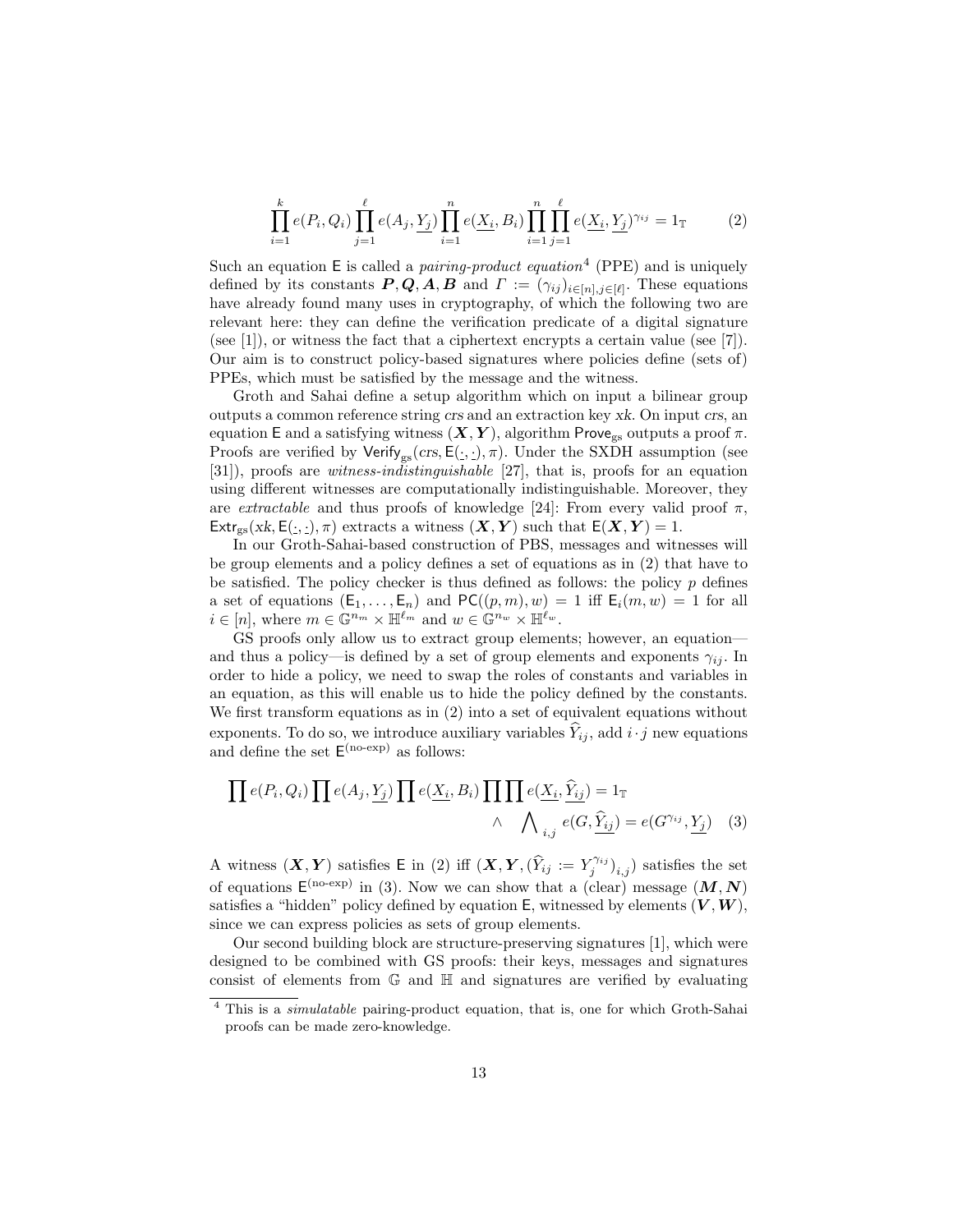$$\prod_{i=1}^{k} e(P_i, Q_i) \prod_{j=1}^{\ell} e(A_j, \underline{Y_j}) \prod_{i=1}^{n} e(\underline{X_i}, B_i) \prod_{i=1}^{n} \prod_{j=1}^{\ell} e(\underline{X_i}, \underline{Y_j})^{\gamma_{ij}} = 1_{\mathbb{T}} \qquad (2)$$

Such an equation $\mathsf{E}$ is called a *pairing-product equation*[4] (PPE) and is uniquely defined by its constants $\boldsymbol{P}, \boldsymbol{Q}, \boldsymbol{A}, \boldsymbol{B}$ and $\Gamma := (\gamma_{ij})_{i \in [n], j \in [\ell]}$. These equations have already found many uses in cryptography, of which the following two are relevant here: they can define the verification predicate of a digital signature (see [1]), or witness the fact that a ciphertext encrypts a certain value (see [7]). Our aim is to construct policy-based signatures where policies define (sets of) PPEs, which must be satisfied by the message and the witness.

Groth and Sahai define a setup algorithm which on input a bilinear group outputs a common reference string *crs* and an extraction key *xk*. On input *crs*, an equation $\mathsf{E}$ and a satisfying witness $(\boldsymbol{X}, \boldsymbol{Y})$, algorithm $\mathsf{Prove}_{\mathrm{gs}}$ outputs a proof $\pi$. Proofs are verified by $\mathsf{Verify}_{\mathrm{gs}}(crs, \mathsf{E}(\underline{\cdot}, \underline{\cdot}), \pi)$. Under the SXDH assumption (see [31]), proofs are *witness-indistinguishable* [27], that is, proofs for an equation using different witnesses are computationally indistinguishable. Moreover, they are *extractable* and thus proofs of knowledge [24]: From every valid proof $\pi$, $\mathsf{Extr}_{\mathrm{gs}}(xk, \mathsf{E}(\underline{\cdot}, \underline{\cdot}), \pi)$ extracts a witness $(\boldsymbol{X}, \boldsymbol{Y})$ such that $\mathsf{E}(\boldsymbol{X}, \boldsymbol{Y}) = 1$.

In our Groth-Sahai-based construction of PBS, messages and witnesses will be group elements and a policy defines a set of equations as in (2) that have to be satisfied. The policy checker is thus defined as follows: the policy $p$ defines a set of equations $(\mathsf{E}_1, \ldots, \mathsf{E}_n)$ and $\mathsf{PC}((p, m), w) = 1$ iff $\mathsf{E}_i(m, w) = 1$ for all $i \in [n]$, where $m \in \mathbb{G}^{n_m} \times \mathbb{H}^{\ell_m}$ and $w \in \mathbb{G}^{n_w} \times \mathbb{H}^{\ell_w}$.

GS proofs only allow us to extract group elements; however, an equation—and thus a policy—is defined by a set of group elements and exponents $\gamma_{ij}$. In order to hide a policy, we need to swap the roles of constants and variables in an equation, as this will enable us to hide the policy defined by the constants. We first transform equations as in (2) into a set of equivalent equations without exponents. To do so, we introduce auxiliary variables $\widehat{Y}_{ij}$, add $i \cdot j$ new equations and define the set $\mathsf{E}^{(\text{no-exp})}$ as follows:

$$\prod e(P_i, Q_i) \prod e(A_j, \underline{Y_j}) \prod e(\underline{X_i}, B_i) \prod \prod e(\underline{X_i}, \underline{\widehat{Y}_{ij}}) = 1_{\mathbb{T}} \\ \wedge \quad \bigwedge_{i,j} e(G, \underline{\widehat{Y}_{ij}}) = e(G^{\gamma_{ij}}, \underline{Y_j}) \qquad (3)$$

A witness $(\boldsymbol{X}, \boldsymbol{Y})$ satisfies $\mathsf{E}$ in (2) iff $(\boldsymbol{X}, \boldsymbol{Y}, (\widehat{Y}_{ij} := Y_j^{\gamma_{ij}})_{i,j})$ satisfies the set of equations $\mathsf{E}^{(\text{no-exp})}$ in (3). Now we can show that a (clear) message $(\boldsymbol{M}, \boldsymbol{N})$ satisfies a "hidden" policy defined by equation $\mathsf{E}$, witnessed by elements $(\boldsymbol{V}, \boldsymbol{W})$, since we can express policies as sets of group elements.

Our second building block are structure-preserving signatures [1], which were designed to be combined with GS proofs: their keys, messages and signatures consist of elements from $\mathbb{G}$ and $\mathbb{H}$ and signatures are verified by evaluating

[4] This is a *simulatable* pairing-product equation, that is, one for which Groth-Sahai proofs can be made zero-knowledge.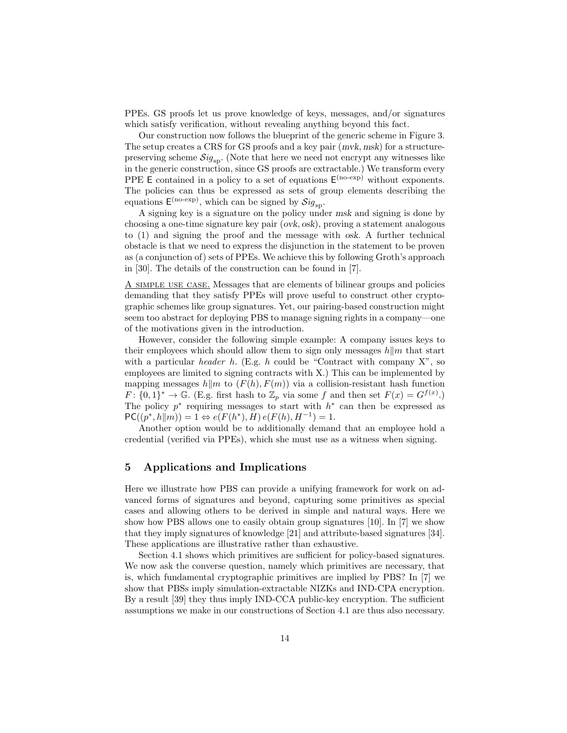PPEs. GS proofs let us prove knowledge of keys, messages, and/or signatures which satisfy verification, without revealing anything beyond this fact.

Our construction now follows the blueprint of the generic scheme in Figure 3. The setup creates a CRS for GS proofs and a key pair $(mvk, msk)$ for a structure-preserving scheme $\mathcal{S}ig_{\mathrm{sp}}$. (Note that here we need not encrypt any witnesses like in the generic construction, since GS proofs are extractable.) We transform every PPE $\mathsf{E}$ contained in a policy to a set of equations $\mathsf{E}^{(\text{no-exp})}$ without exponents. The policies can thus be expressed as sets of group elements describing the equations $\mathsf{E}^{(\text{no-exp})}$, which can be signed by $\mathcal{S}ig_{\mathrm{sp}}$.

A signing key is a signature on the policy under $msk$ and signing is done by choosing a one-time signature key pair $(ovk, osk)$, proving a statement analogous to (1) and signing the proof and the message with $osk$. A further technical obstacle is that we need to express the disjunction in the statement to be proven as (a conjunction of) sets of PPEs. We achieve this by following Groth's approach in [30]. The details of the construction can be found in [7].

A SIMPLE USE CASE. Messages that are elements of bilinear groups and policies demanding that they satisfy PPEs will prove useful to construct other cryptographic schemes like group signatures. Yet, our pairing-based construction might seem too abstract for deploying PBS to manage signing rights in a company—one of the motivations given in the introduction.

However, consider the following simple example: A company issues keys to their employees which should allow them to sign only messages $h\|m$ that start with a particular *header* $h$. (E.g. $h$ could be "Contract with company X", so employees are limited to signing contracts with X.) This can be implemented by mapping messages $h\|m$ to $(F(h), F(m))$ via a collision-resistant hash function $F\colon \{0,1\}^* \to \mathbb{G}$. (E.g. first hash to $\mathbb{Z}_p$ via some $f$ and then set $F(x) = G^{f(x)}$.) The policy $p^*$ requiring messages to start with $h^*$ can then be expressed as $\mathsf{PC}((p^*, h\|m)) = 1 \Leftrightarrow e(F(h^*), H)\, e(F(h), H^{-1}) = 1$.

Another option would be to additionally demand that an employee hold a credential (verified via PPEs), which she must use as a witness when signing.

## 5 Applications and Implications

Here we illustrate how PBS can provide a unifying framework for work on advanced forms of signatures and beyond, capturing some primitives as special cases and allowing others to be derived in simple and natural ways. Here we show how PBS allows one to easily obtain group signatures [10]. In [7] we show that they imply signatures of knowledge [21] and attribute-based signatures [34]. These applications are illustrative rather than exhaustive.

Section 4.1 shows which primitives are sufficient for policy-based signatures. We now ask the converse question, namely which primitives are necessary, that is, which fundamental cryptographic primitives are implied by PBS? In [7] we show that PBSs imply simulation-extractable NIZKs and IND-CPA encryption. By a result [39] they thus imply IND-CCA public-key encryption. The sufficient assumptions we make in our constructions of Section 4.1 are thus also necessary.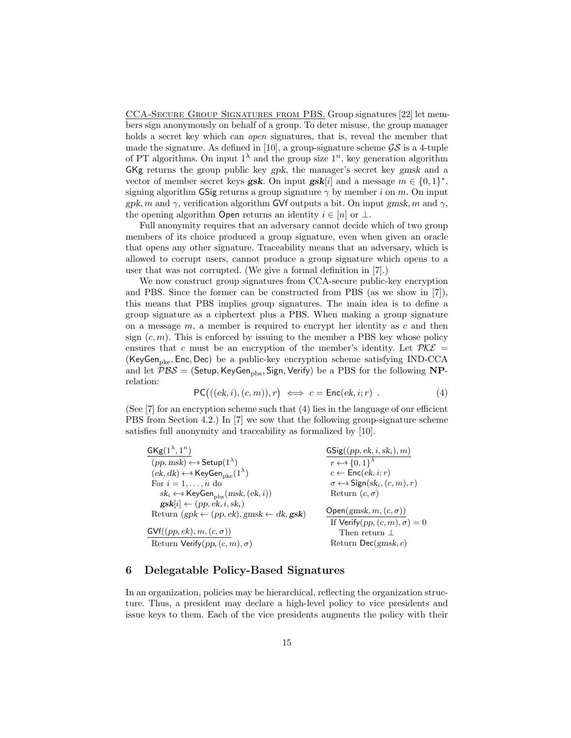CCA-SECURE GROUP SIGNATURES FROM PBS. Group signatures [22] let members sign anonymously on behalf of a group. To deter misuse, the group manager holds a secret key which can *open* signatures, that is, reveal the member that made the signature. As defined in [10], a group-signature scheme $\mathcal{GS}$ is a 4-tuple of PT algorithms. On input $1^\lambda$ and the group size $1^n$, key generation algorithm $\mathsf{GKg}$ returns the group public key $gpk$, the manager's secret key $gmsk$ and a vector of member secret keys $\boldsymbol{gsk}$. On input $\boldsymbol{gsk}[i]$ and a message $m \in \{0,1\}^*$, signing algorithm $\mathsf{GSig}$ returns a group signature $\gamma$ by member $i$ on $m$. On input $gpk, m$ and $\gamma$, verification algorithm $\mathsf{GVf}$ outputs a bit. On input $gmsk, m$ and $\gamma$, the opening algorithm $\mathsf{Open}$ returns an identity $i \in [n]$ or $\perp$.

Full anonymity requires that an adversary cannot decide which of two group members of its choice produced a group signature, even when given an oracle that opens any other signature. Traceability means that an adversary, which is allowed to corrupt users, cannot produce a group signature which opens to a user that was not corrupted. (We give a formal definition in [7].)

We now construct group signatures from CCA-secure public-key encryption and PBS. Since the former can be constructed from PBS (as we show in [7]), this means that PBS implies group signatures. The main idea is to define a group signature as a ciphertext plus a PBS. When making a group signature on a message $m$, a member is required to encrypt her identity as $c$ and then sign $(c, m)$. This is enforced by issuing to the member a PBS key whose policy ensures that $c$ must be an encryption of the member's identity. Let $\mathcal{PKE} = (\mathsf{KeyGen}_{\mathrm{pke}}, \mathsf{Enc}, \mathsf{Dec})$ be a public-key encryption scheme satisfying IND-CCA and let $\mathcal{PBS} = (\mathsf{Setup}, \mathsf{KeyGen}_{\mathrm{pbs}}, \mathsf{Sign}, \mathsf{Verify})$ be a PBS for the following **NP**-relation:

$$\mathsf{PC}\big(((ek, i), (c, m)), r\big) \iff c = \mathsf{Enc}(ek, i; r) \ . \tag{4}$$

(See [7] for an encryption scheme such that (4) lies in the language of our efficient PBS from Section 4.2.) In [7] we sow that the following group-signature scheme satisfies full anonymity and traceability as formalized by [10].

$\underline{\mathsf{GKg}(1^\lambda, 1^n)}$
$(pp, msk) \leftarrow\!\!\$\ \mathsf{Setup}(1^\lambda)$
$(ek, dk) \leftarrow\!\!\$\ \mathsf{KeyGen}_{\mathrm{pke}}(1^\lambda)$
For $i = 1, \ldots, n$ do
  $sk_i \leftarrow\!\!\$\ \mathsf{KeyGen}_{\mathrm{pbs}}(msk, (ek, i))$
  $\boldsymbol{gsk}[i] \leftarrow (pp, ek, i, sk_i)$
Return $(gpk \leftarrow (pp, ek), gmsk \leftarrow dk, \boldsymbol{gsk})$

$\underline{\mathsf{GVf}((pp, ek), m, (c, \sigma))}$
Return $\mathsf{Verify}(pp, (c, m), \sigma)$

$\underline{\mathsf{GSig}((pp, ek, i, sk_i), m)}$
$r \leftarrow\!\!\$\ \{0,1\}^\lambda$
$c \leftarrow \mathsf{Enc}(ek, i; r)$
$\sigma \leftarrow\!\!\$\ \mathsf{Sign}(sk_i, (c, m), r)$
Return $(c, \sigma)$

$\underline{\mathsf{Open}(gmsk, m, (c, \sigma))}$
If $\mathsf{Verify}(pp, (c, m), \sigma) = 0$
  Then return $\perp$
Return $\mathsf{Dec}(gmsk, c)$

## 6 Delegatable Policy-Based Signatures

In an organization, policies may be hierarchical, reflecting the organization structure. Thus, a president may declare a high-level policy to vice presidents and issue keys to them. Each of the vice presidents augments the policy with their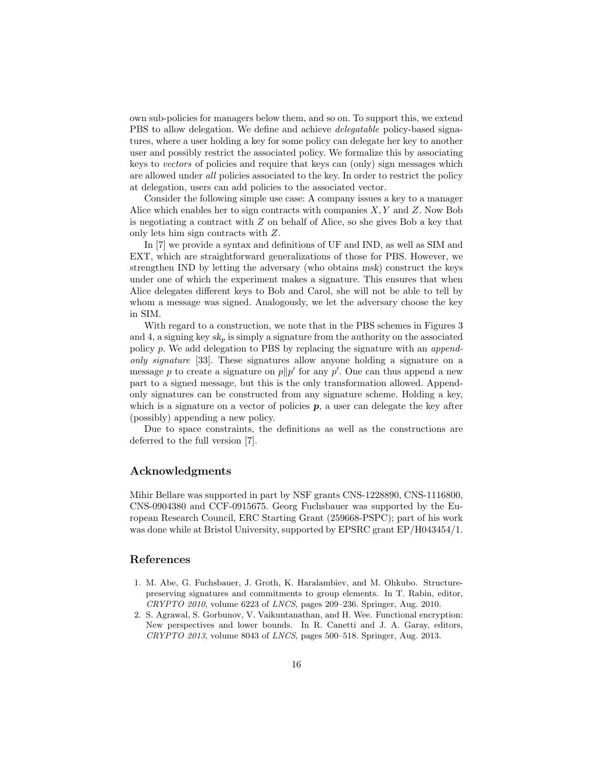own sub-policies for managers below them, and so on. To support this, we extend PBS to allow delegation. We define and achieve *delegatable* policy-based signatures, where a user holding a key for some policy can delegate her key to another user and possibly restrict the associated policy. We formalize this by associating keys to *vectors* of policies and require that keys can (only) sign messages which are allowed under *all* policies associated to the key. In order to restrict the policy at delegation, users can add policies to the associated vector.

Consider the following simple use case: A company issues a key to a manager Alice which enables her to sign contracts with companies $X, Y$ and $Z$. Now Bob is negotiating a contract with $Z$ on behalf of Alice, so she gives Bob a key that only lets him sign contracts with $Z$.

In [7] we provide a syntax and definitions of UF and IND, as well as SIM and EXT, which are straightforward generalizations of those for PBS. However, we strengthen IND by letting the adversary (who obtains $msk$) construct the keys under one of which the experiment makes a signature. This ensures that when Alice delegates different keys to Bob and Carol, she will not be able to tell by whom a message was signed. Analogously, we let the adversary choose the key in SIM.

With regard to a construction, we note that in the PBS schemes in Figures 3 and 4, a signing key $sk_p$ is simply a signature from the authority on the associated policy $p$. We add delegation to PBS by replacing the signature with an *append-only signature* [33]. These signatures allow anyone holding a signature on a message $p$ to create a signature on $p \| p'$ for any $p'$. One can thus append a new part to a signed message, but this is the only transformation allowed. Append-only signatures can be constructed from any signature scheme. Holding a key, which is a signature on a vector of policies $\boldsymbol{p}$, a user can delegate the key after (possibly) appending a new policy.

Due to space constraints, the definitions as well as the constructions are deferred to the full version [7].

## Acknowledgments

Mihir Bellare was supported in part by NSF grants CNS-1228890, CNS-1116800, CNS-0904380 and CCF-0915675. Georg Fuchsbauer was supported by the European Research Council, ERC Starting Grant (259668-PSPC); part of his work was done while at Bristol University, supported by EPSRC grant EP/H043454/1.

## References

1. M. Abe, G. Fuchsbauer, J. Groth, K. Haralambiev, and M. Ohkubo. Structure-preserving signatures and commitments to group elements. In T. Rabin, editor, *CRYPTO 2010*, volume 6223 of *LNCS*, pages 209–236. Springer, Aug. 2010.
2. S. Agrawal, S. Gorbunov, V. Vaikuntanathan, and H. Wee. Functional encryption: New perspectives and lower bounds. In R. Canetti and J. A. Garay, editors, *CRYPTO 2013*, volume 8043 of *LNCS*, pages 500–518. Springer, Aug. 2013.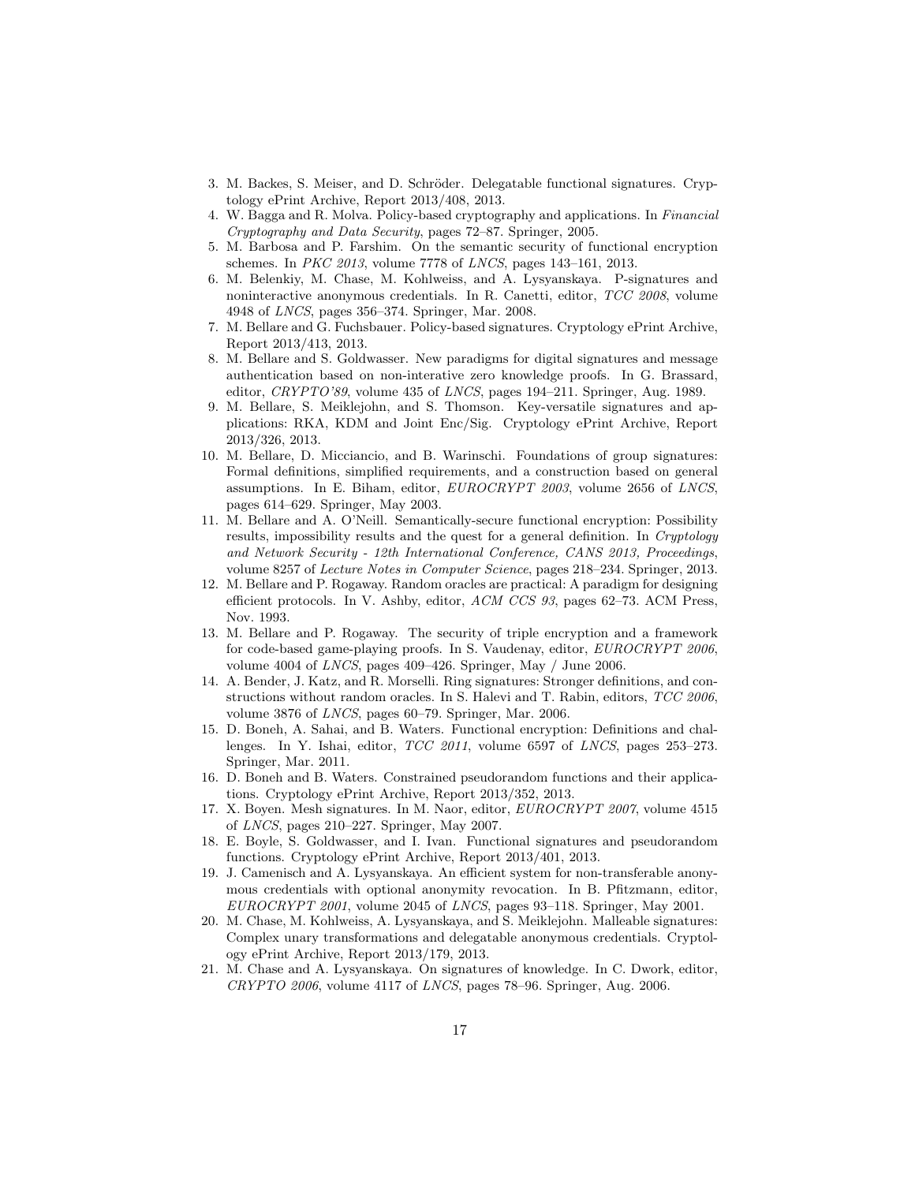3. M. Backes, S. Meiser, and D. Schröder. Delegatable functional signatures. Cryptology ePrint Archive, Report 2013/408, 2013.
4. W. Bagga and R. Molva. Policy-based cryptography and applications. In *Financial Cryptography and Data Security*, pages 72–87. Springer, 2005.
5. M. Barbosa and P. Farshim. On the semantic security of functional encryption schemes. In *PKC 2013*, volume 7778 of *LNCS*, pages 143–161, 2013.
6. M. Belenkiy, M. Chase, M. Kohlweiss, and A. Lysyanskaya. P-signatures and noninteractive anonymous credentials. In R. Canetti, editor, *TCC 2008*, volume 4948 of *LNCS*, pages 356–374. Springer, Mar. 2008.
7. M. Bellare and G. Fuchsbauer. Policy-based signatures. Cryptology ePrint Archive, Report 2013/413, 2013.
8. M. Bellare and S. Goldwasser. New paradigms for digital signatures and message authentication based on non-interative zero knowledge proofs. In G. Brassard, editor, *CRYPTO'89*, volume 435 of *LNCS*, pages 194–211. Springer, Aug. 1989.
9. M. Bellare, S. Meiklejohn, and S. Thomson. Key-versatile signatures and applications: RKA, KDM and Joint Enc/Sig. Cryptology ePrint Archive, Report 2013/326, 2013.
10. M. Bellare, D. Micciancio, and B. Warinschi. Foundations of group signatures: Formal definitions, simplified requirements, and a construction based on general assumptions. In E. Biham, editor, *EUROCRYPT 2003*, volume 2656 of *LNCS*, pages 614–629. Springer, May 2003.
11. M. Bellare and A. O'Neill. Semantically-secure functional encryption: Possibility results, impossibility results and the quest for a general definition. In *Cryptology and Network Security - 12th International Conference, CANS 2013, Proceedings*, volume 8257 of *Lecture Notes in Computer Science*, pages 218–234. Springer, 2013.
12. M. Bellare and P. Rogaway. Random oracles are practical: A paradigm for designing efficient protocols. In V. Ashby, editor, *ACM CCS 93*, pages 62–73. ACM Press, Nov. 1993.
13. M. Bellare and P. Rogaway. The security of triple encryption and a framework for code-based game-playing proofs. In S. Vaudenay, editor, *EUROCRYPT 2006*, volume 4004 of *LNCS*, pages 409–426. Springer, May / June 2006.
14. A. Bender, J. Katz, and R. Morselli. Ring signatures: Stronger definitions, and constructions without random oracles. In S. Halevi and T. Rabin, editors, *TCC 2006*, volume 3876 of *LNCS*, pages 60–79. Springer, Mar. 2006.
15. D. Boneh, A. Sahai, and B. Waters. Functional encryption: Definitions and challenges. In Y. Ishai, editor, *TCC 2011*, volume 6597 of *LNCS*, pages 253–273. Springer, Mar. 2011.
16. D. Boneh and B. Waters. Constrained pseudorandom functions and their applications. Cryptology ePrint Archive, Report 2013/352, 2013.
17. X. Boyen. Mesh signatures. In M. Naor, editor, *EUROCRYPT 2007*, volume 4515 of *LNCS*, pages 210–227. Springer, May 2007.
18. E. Boyle, S. Goldwasser, and I. Ivan. Functional signatures and pseudorandom functions. Cryptology ePrint Archive, Report 2013/401, 2013.
19. J. Camenisch and A. Lysyanskaya. An efficient system for non-transferable anonymous credentials with optional anonymity revocation. In B. Pfitzmann, editor, *EUROCRYPT 2001*, volume 2045 of *LNCS*, pages 93–118. Springer, May 2001.
20. M. Chase, M. Kohlweiss, A. Lysyanskaya, and S. Meiklejohn. Malleable signatures: Complex unary transformations and delegatable anonymous credentials. Cryptology ePrint Archive, Report 2013/179, 2013.
21. M. Chase and A. Lysyanskaya. On signatures of knowledge. In C. Dwork, editor, *CRYPTO 2006*, volume 4117 of *LNCS*, pages 78–96. Springer, Aug. 2006.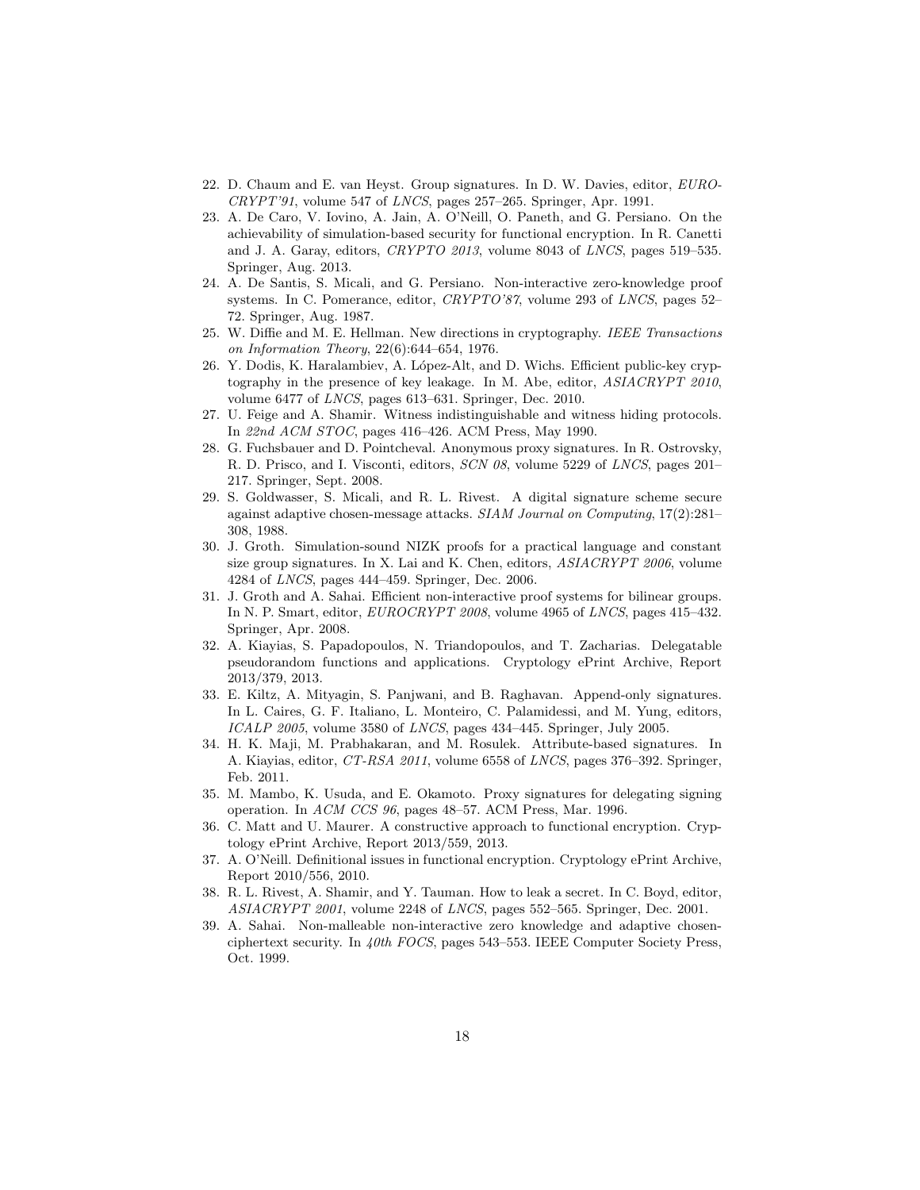22. D. Chaum and E. van Heyst. Group signatures. In D. W. Davies, editor, *EUROCRYPT'91*, volume 547 of *LNCS*, pages 257–265. Springer, Apr. 1991.
23. A. De Caro, V. Iovino, A. Jain, A. O'Neill, O. Paneth, and G. Persiano. On the achievability of simulation-based security for functional encryption. In R. Canetti and J. A. Garay, editors, *CRYPTO 2013*, volume 8043 of *LNCS*, pages 519–535. Springer, Aug. 2013.
24. A. De Santis, S. Micali, and G. Persiano. Non-interactive zero-knowledge proof systems. In C. Pomerance, editor, *CRYPTO'87*, volume 293 of *LNCS*, pages 52–72. Springer, Aug. 1987.
25. W. Diffie and M. E. Hellman. New directions in cryptography. *IEEE Transactions on Information Theory*, 22(6):644–654, 1976.
26. Y. Dodis, K. Haralambiev, A. López-Alt, and D. Wichs. Efficient public-key cryptography in the presence of key leakage. In M. Abe, editor, *ASIACRYPT 2010*, volume 6477 of *LNCS*, pages 613–631. Springer, Dec. 2010.
27. U. Feige and A. Shamir. Witness indistinguishable and witness hiding protocols. In *22nd ACM STOC*, pages 416–426. ACM Press, May 1990.
28. G. Fuchsbauer and D. Pointcheval. Anonymous proxy signatures. In R. Ostrovsky, R. D. Prisco, and I. Visconti, editors, *SCN 08*, volume 5229 of *LNCS*, pages 201–217. Springer, Sept. 2008.
29. S. Goldwasser, S. Micali, and R. L. Rivest. A digital signature scheme secure against adaptive chosen-message attacks. *SIAM Journal on Computing*, 17(2):281–308, 1988.
30. J. Groth. Simulation-sound NIZK proofs for a practical language and constant size group signatures. In X. Lai and K. Chen, editors, *ASIACRYPT 2006*, volume 4284 of *LNCS*, pages 444–459. Springer, Dec. 2006.
31. J. Groth and A. Sahai. Efficient non-interactive proof systems for bilinear groups. In N. P. Smart, editor, *EUROCRYPT 2008*, volume 4965 of *LNCS*, pages 415–432. Springer, Apr. 2008.
32. A. Kiayias, S. Papadopoulos, N. Triandopoulos, and T. Zacharias. Delegatable pseudorandom functions and applications. Cryptology ePrint Archive, Report 2013/379, 2013.
33. E. Kiltz, A. Mityagin, S. Panjwani, and B. Raghavan. Append-only signatures. In L. Caires, G. F. Italiano, L. Monteiro, C. Palamidessi, and M. Yung, editors, *ICALP 2005*, volume 3580 of *LNCS*, pages 434–445. Springer, July 2005.
34. H. K. Maji, M. Prabhakaran, and M. Rosulek. Attribute-based signatures. In A. Kiayias, editor, *CT-RSA 2011*, volume 6558 of *LNCS*, pages 376–392. Springer, Feb. 2011.
35. M. Mambo, K. Usuda, and E. Okamoto. Proxy signatures for delegating signing operation. In *ACM CCS 96*, pages 48–57. ACM Press, Mar. 1996.
36. C. Matt and U. Maurer. A constructive approach to functional encryption. Cryptology ePrint Archive, Report 2013/559, 2013.
37. A. O'Neill. Definitional issues in functional encryption. Cryptology ePrint Archive, Report 2010/556, 2010.
38. R. L. Rivest, A. Shamir, and Y. Tauman. How to leak a secret. In C. Boyd, editor, *ASIACRYPT 2001*, volume 2248 of *LNCS*, pages 552–565. Springer, Dec. 2001.
39. A. Sahai. Non-malleable non-interactive zero knowledge and adaptive chosen-ciphertext security. In *40th FOCS*, pages 543–553. IEEE Computer Society Press, Oct. 1999.